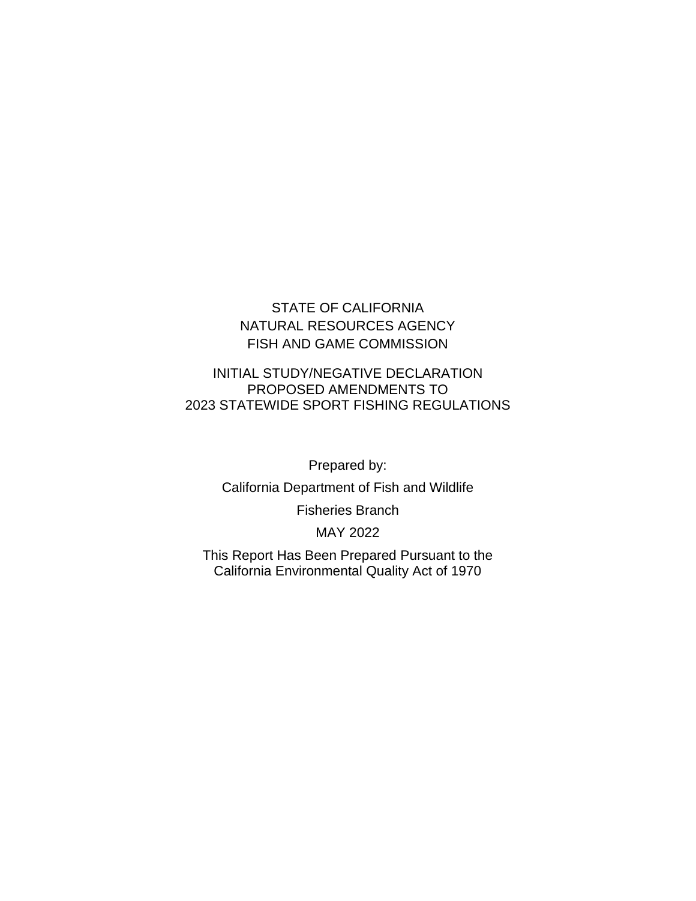STATE OF CALIFORNIA
NATURAL RESOURCES AGENCY
FISH AND GAME COMMISSION

# INITIAL STUDY/NEGATIVE DECLARATION
# PROPOSED AMENDMENTS TO
# 2023 STATEWIDE SPORT FISHING REGULATIONS

Prepared by:

California Department of Fish and Wildlife

Fisheries Branch

MAY 2022

This Report Has Been Prepared Pursuant to the
California Environmental Quality Act of 1970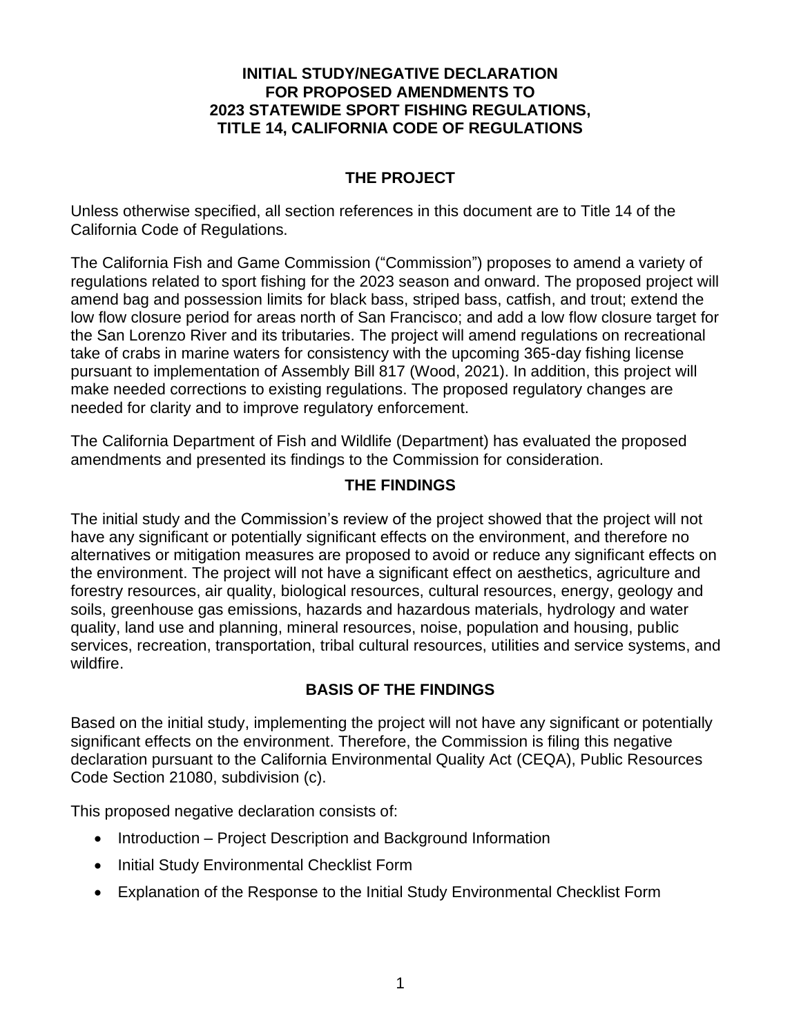# INITIAL STUDY/NEGATIVE DECLARATION FOR PROPOSED AMENDMENTS TO 2023 STATEWIDE SPORT FISHING REGULATIONS, TITLE 14, CALIFORNIA CODE OF REGULATIONS

## THE PROJECT

Unless otherwise specified, all section references in this document are to Title 14 of the California Code of Regulations.

The California Fish and Game Commission ("Commission") proposes to amend a variety of regulations related to sport fishing for the 2023 season and onward. The proposed project will amend bag and possession limits for black bass, striped bass, catfish, and trout; extend the low flow closure period for areas north of San Francisco; and add a low flow closure target for the San Lorenzo River and its tributaries. The project will amend regulations on recreational take of crabs in marine waters for consistency with the upcoming 365-day fishing license pursuant to implementation of Assembly Bill 817 (Wood, 2021). In addition, this project will make needed corrections to existing regulations. The proposed regulatory changes are needed for clarity and to improve regulatory enforcement.

The California Department of Fish and Wildlife (Department) has evaluated the proposed amendments and presented its findings to the Commission for consideration.

## THE FINDINGS

The initial study and the Commission's review of the project showed that the project will not have any significant or potentially significant effects on the environment, and therefore no alternatives or mitigation measures are proposed to avoid or reduce any significant effects on the environment. The project will not have a significant effect on aesthetics, agriculture and forestry resources, air quality, biological resources, cultural resources, energy, geology and soils, greenhouse gas emissions, hazards and hazardous materials, hydrology and water quality, land use and planning, mineral resources, noise, population and housing, public services, recreation, transportation, tribal cultural resources, utilities and service systems, and wildfire.

## BASIS OF THE FINDINGS

Based on the initial study, implementing the project will not have any significant or potentially significant effects on the environment. Therefore, the Commission is filing this negative declaration pursuant to the California Environmental Quality Act (CEQA), Public Resources Code Section 21080, subdivision (c).

This proposed negative declaration consists of:

- Introduction – Project Description and Background Information
- Initial Study Environmental Checklist Form
- Explanation of the Response to the Initial Study Environmental Checklist Form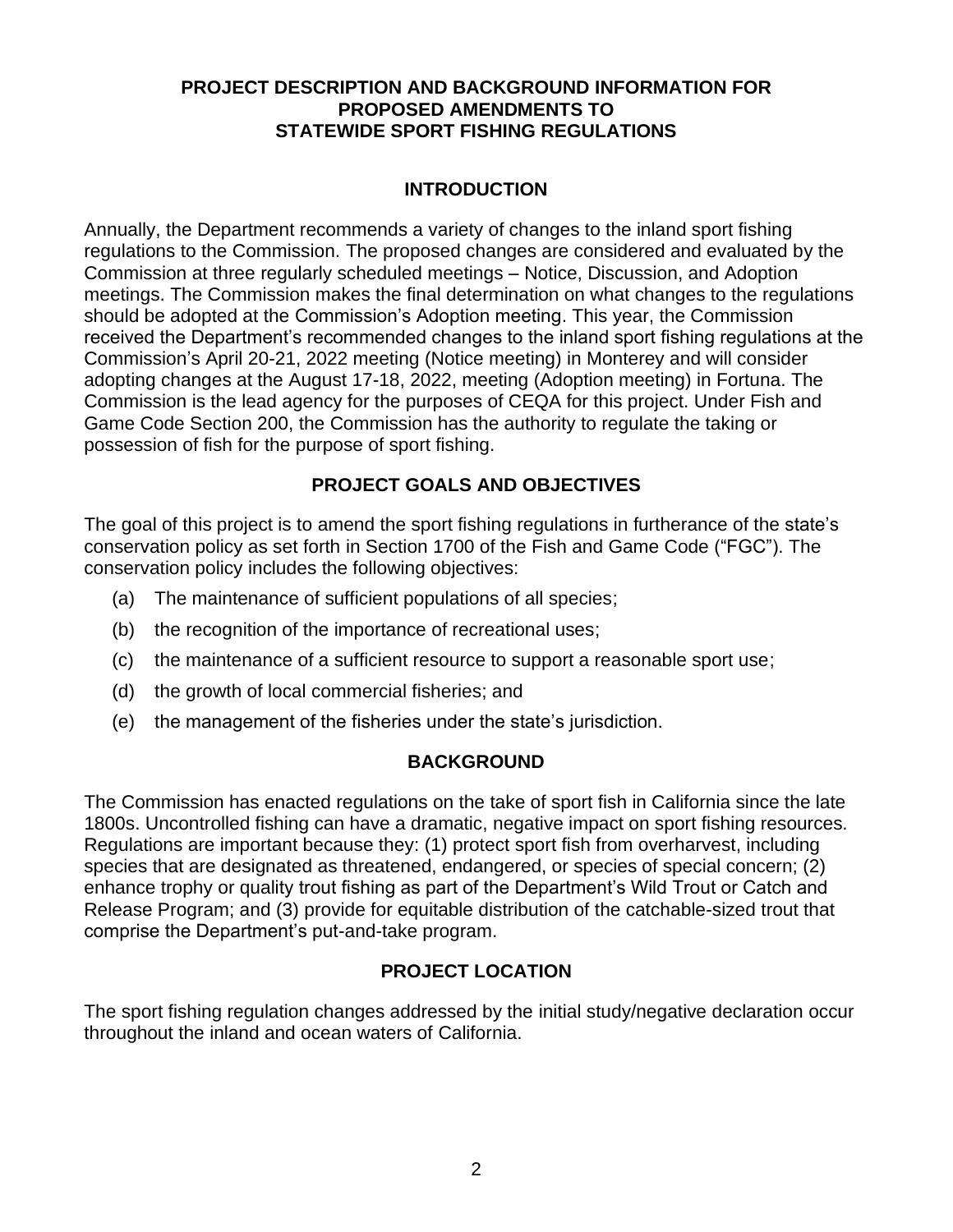# PROJECT DESCRIPTION AND BACKGROUND INFORMATION FOR PROPOSED AMENDMENTS TO STATEWIDE SPORT FISHING REGULATIONS

## INTRODUCTION

Annually, the Department recommends a variety of changes to the inland sport fishing regulations to the Commission. The proposed changes are considered and evaluated by the Commission at three regularly scheduled meetings – Notice, Discussion, and Adoption meetings. The Commission makes the final determination on what changes to the regulations should be adopted at the Commission's Adoption meeting. This year, the Commission received the Department's recommended changes to the inland sport fishing regulations at the Commission's April 20-21, 2022 meeting (Notice meeting) in Monterey and will consider adopting changes at the August 17-18, 2022, meeting (Adoption meeting) in Fortuna. The Commission is the lead agency for the purposes of CEQA for this project. Under Fish and Game Code Section 200, the Commission has the authority to regulate the taking or possession of fish for the purpose of sport fishing.

## PROJECT GOALS AND OBJECTIVES

The goal of this project is to amend the sport fishing regulations in furtherance of the state's conservation policy as set forth in Section 1700 of the Fish and Game Code ("FGC"). The conservation policy includes the following objectives:

(a) The maintenance of sufficient populations of all species;

(b) the recognition of the importance of recreational uses;

(c) the maintenance of a sufficient resource to support a reasonable sport use;

(d) the growth of local commercial fisheries; and

(e) the management of the fisheries under the state's jurisdiction.

## BACKGROUND

The Commission has enacted regulations on the take of sport fish in California since the late 1800s. Uncontrolled fishing can have a dramatic, negative impact on sport fishing resources. Regulations are important because they: (1) protect sport fish from overharvest, including species that are designated as threatened, endangered, or species of special concern; (2) enhance trophy or quality trout fishing as part of the Department's Wild Trout or Catch and Release Program; and (3) provide for equitable distribution of the catchable-sized trout that comprise the Department's put-and-take program.

## PROJECT LOCATION

The sport fishing regulation changes addressed by the initial study/negative declaration occur throughout the inland and ocean waters of California.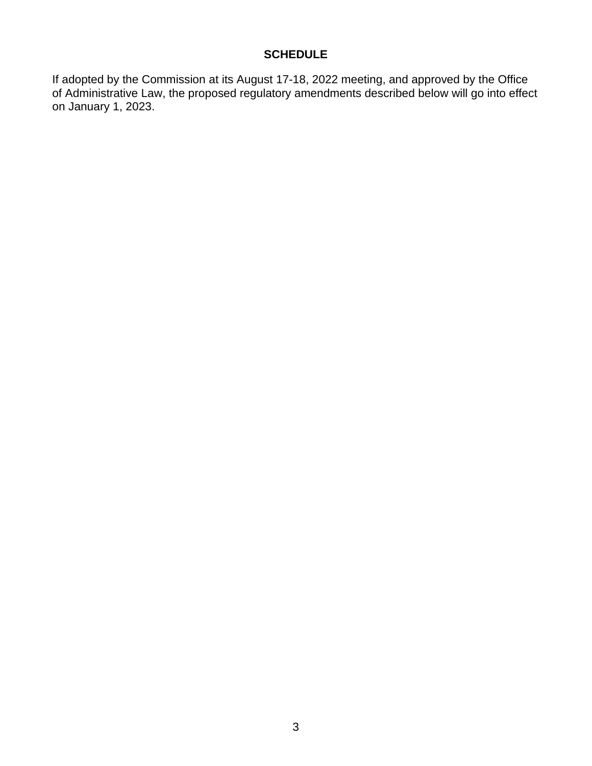## SCHEDULE

If adopted by the Commission at its August 17-18, 2022 meeting, and approved by the Office of Administrative Law, the proposed regulatory amendments described below will go into effect on January 1, 2023.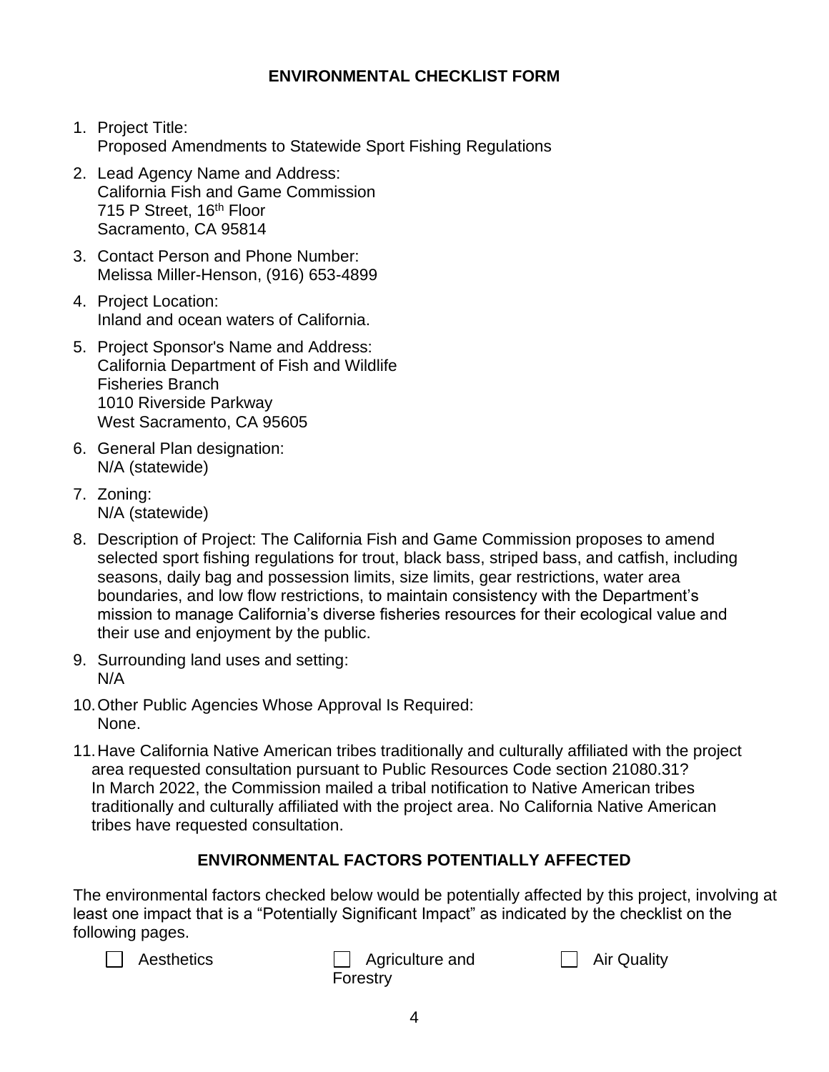# ENVIRONMENTAL CHECKLIST FORM

1. Project Title:
   Proposed Amendments to Statewide Sport Fishing Regulations

2. Lead Agency Name and Address:
   California Fish and Game Commission
   715 P Street, 16th Floor
   Sacramento, CA 95814

3. Contact Person and Phone Number:
   Melissa Miller-Henson, (916) 653-4899

4. Project Location:
   Inland and ocean waters of California.

5. Project Sponsor's Name and Address:
   California Department of Fish and Wildlife
   Fisheries Branch
   1010 Riverside Parkway
   West Sacramento, CA 95605

6. General Plan designation:
   N/A (statewide)

7. Zoning:
   N/A (statewide)

8. Description of Project: The California Fish and Game Commission proposes to amend selected sport fishing regulations for trout, black bass, striped bass, and catfish, including seasons, daily bag and possession limits, size limits, gear restrictions, water area boundaries, and low flow restrictions, to maintain consistency with the Department's mission to manage California's diverse fisheries resources for their ecological value and their use and enjoyment by the public.

9. Surrounding land uses and setting:
   N/A

10. Other Public Agencies Whose Approval Is Required:
    None.

11. Have California Native American tribes traditionally and culturally affiliated with the project area requested consultation pursuant to Public Resources Code section 21080.31?
    In March 2022, the Commission mailed a tribal notification to Native American tribes traditionally and culturally affiliated with the project area. No California Native American tribes have requested consultation.

## ENVIRONMENTAL FACTORS POTENTIALLY AFFECTED

The environmental factors checked below would be potentially affected by this project, involving at least one impact that is a "Potentially Significant Impact" as indicated by the checklist on the following pages.

- [ ] Aesthetics
- [ ] Agriculture and Forestry
- [ ] Air Quality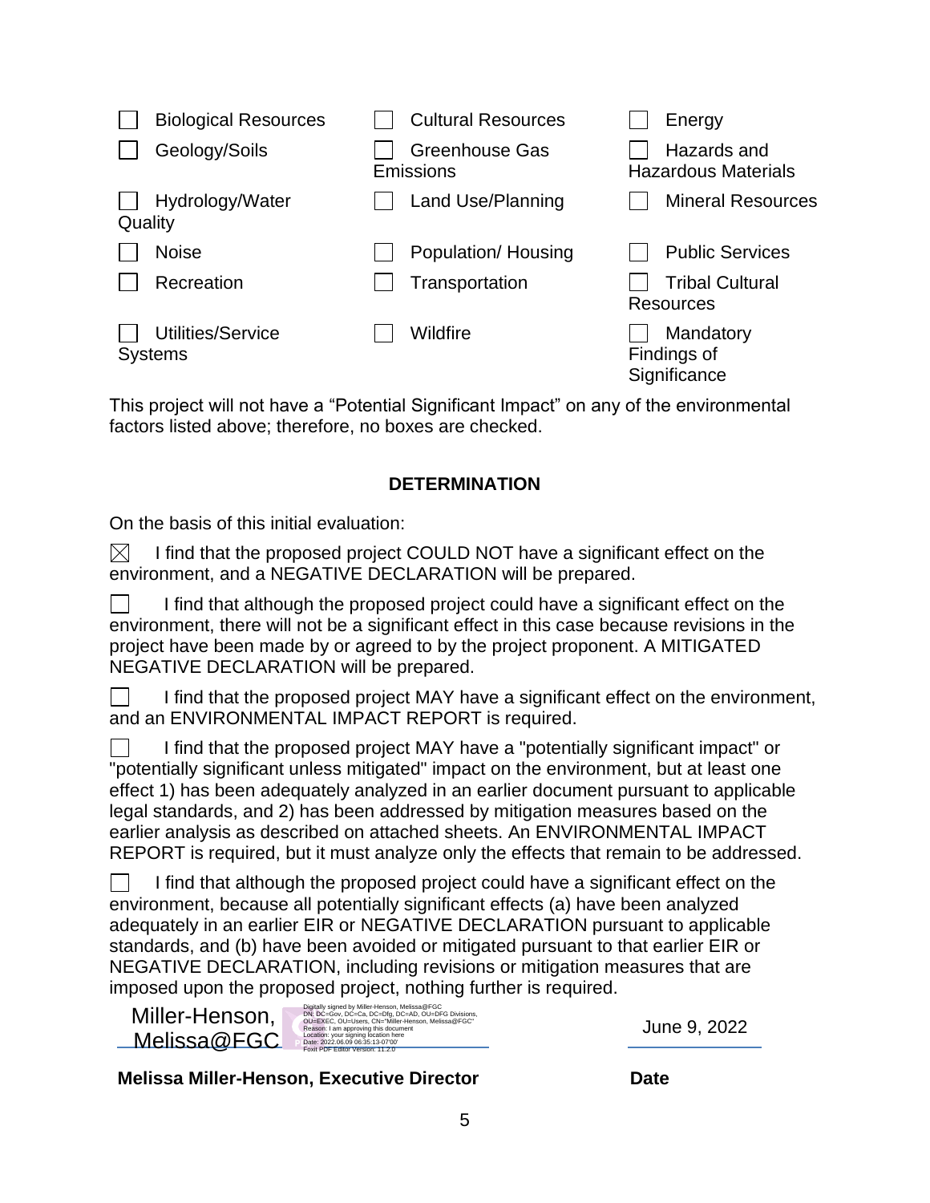| | | |
|---|---|---|
| ☐ Biological Resources | ☐ Cultural Resources | ☐ Energy |
| ☐ Geology/Soils | ☐ Greenhouse Gas Emissions | ☐ Hazards and Hazardous Materials |
| ☐ Hydrology/Water Quality | ☐ Land Use/Planning | ☐ Mineral Resources |
| ☐ Noise | ☐ Population/ Housing | ☐ Public Services |
| ☐ Recreation | ☐ Transportation | ☐ Tribal Cultural Resources |
| ☐ Utilities/Service Systems | ☐ Wildfire | ☐ Mandatory Findings of Significance |

This project will not have a "Potential Significant Impact" on any of the environmental factors listed above; therefore, no boxes are checked.

## DETERMINATION

On the basis of this initial evaluation:

☒ I find that the proposed project COULD NOT have a significant effect on the environment, and a NEGATIVE DECLARATION will be prepared.

☐ I find that although the proposed project could have a significant effect on the environment, there will not be a significant effect in this case because revisions in the project have been made by or agreed to by the project proponent. A MITIGATED NEGATIVE DECLARATION will be prepared.

☐ I find that the proposed project MAY have a significant effect on the environment, and an ENVIRONMENTAL IMPACT REPORT is required.

☐ I find that the proposed project MAY have a "potentially significant impact" or "potentially significant unless mitigated" impact on the environment, but at least one effect 1) has been adequately analyzed in an earlier document pursuant to applicable legal standards, and 2) has been addressed by mitigation measures based on the earlier analysis as described on attached sheets. An ENVIRONMENTAL IMPACT REPORT is required, but it must analyze only the effects that remain to be addressed.

☐ I find that although the proposed project could have a significant effect on the environment, because all potentially significant effects (a) have been analyzed adequately in an earlier EIR or NEGATIVE DECLARATION pursuant to applicable standards, and (b) have been avoided or mitigated pursuant to that earlier EIR or NEGATIVE DECLARATION, including revisions or mitigation measures that are imposed upon the proposed project, nothing further is required.

Miller-Henson, Melissa@FGC
Digitally signed by Miller-Henson, Melissa@FGC
DN: DC=Gov, DC=Ca, DC=Dfg, DC=AD, OU=DFG Divisions, OU=EXEC, OU=Users, CN="Miller-Henson, Melissa@FGC"
Reason: I am approving this document
Location: your signing location here
Date: 2022.06.09 06:35:13-07'00'
Foxit PDF Editor Version: 11.2.0

June 9, 2022

**Melissa Miller-Henson, Executive Director** **Date**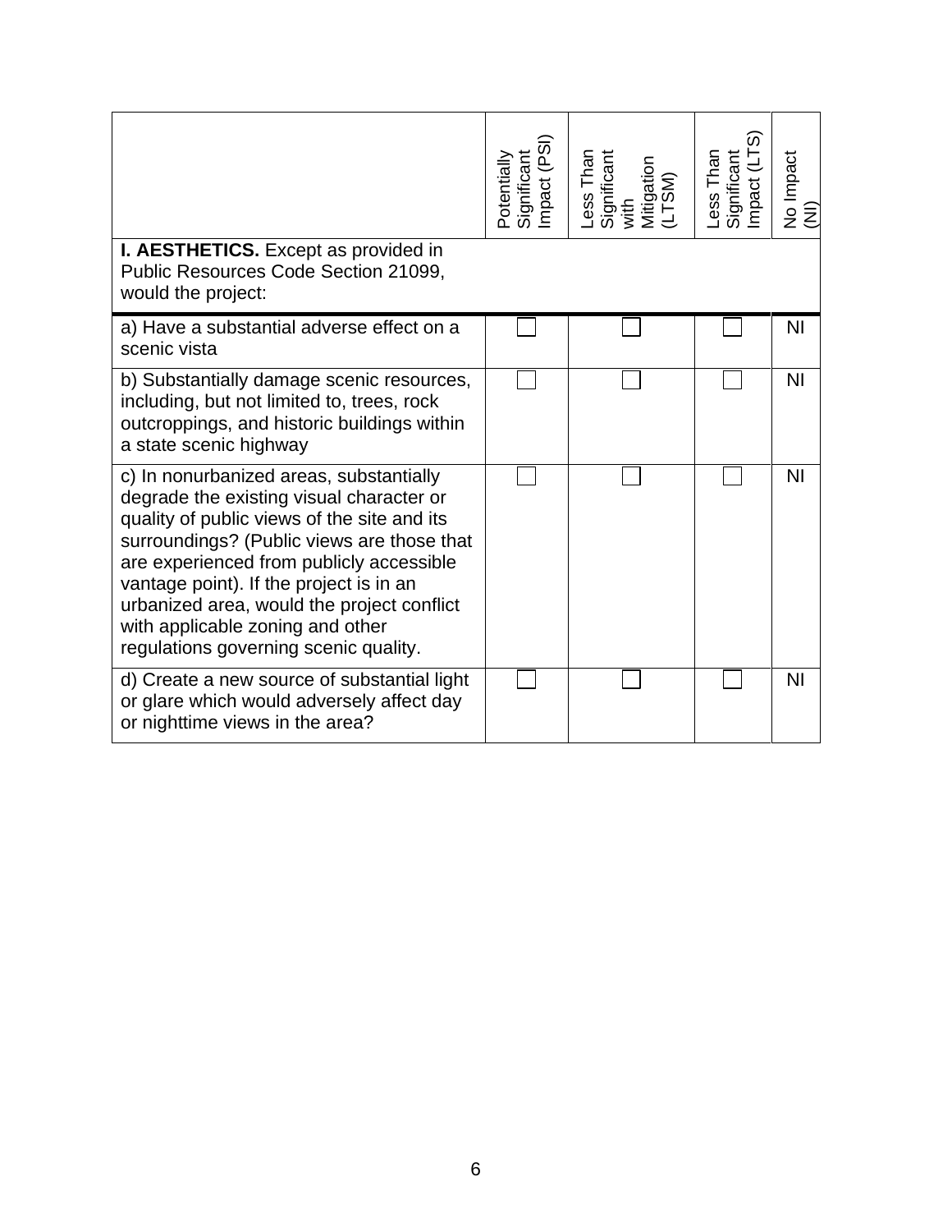| | Potentially Significant Impact (PSI) | Less Than Significant with Mitigation (LTSM) | Less Than Significant Impact (LTS) | No Impact (NI) |
|---|---|---|---|---|
| **I. AESTHETICS.** Except as provided in Public Resources Code Section 21099, would the project: | | | | |
| a) Have a substantial adverse effect on a scenic vista | ☐ | ☐ | ☐ | NI |
| b) Substantially damage scenic resources, including, but not limited to, trees, rock outcroppings, and historic buildings within a state scenic highway | ☐ | ☐ | ☐ | NI |
| c) In nonurbanized areas, substantially degrade the existing visual character or quality of public views of the site and its surroundings? (Public views are those that are experienced from publicly accessible vantage point). If the project is in an urbanized area, would the project conflict with applicable zoning and other regulations governing scenic quality. | ☐ | ☐ | ☐ | NI |
| d) Create a new source of substantial light or glare which would adversely affect day or nighttime views in the area? | ☐ | ☐ | ☐ | NI |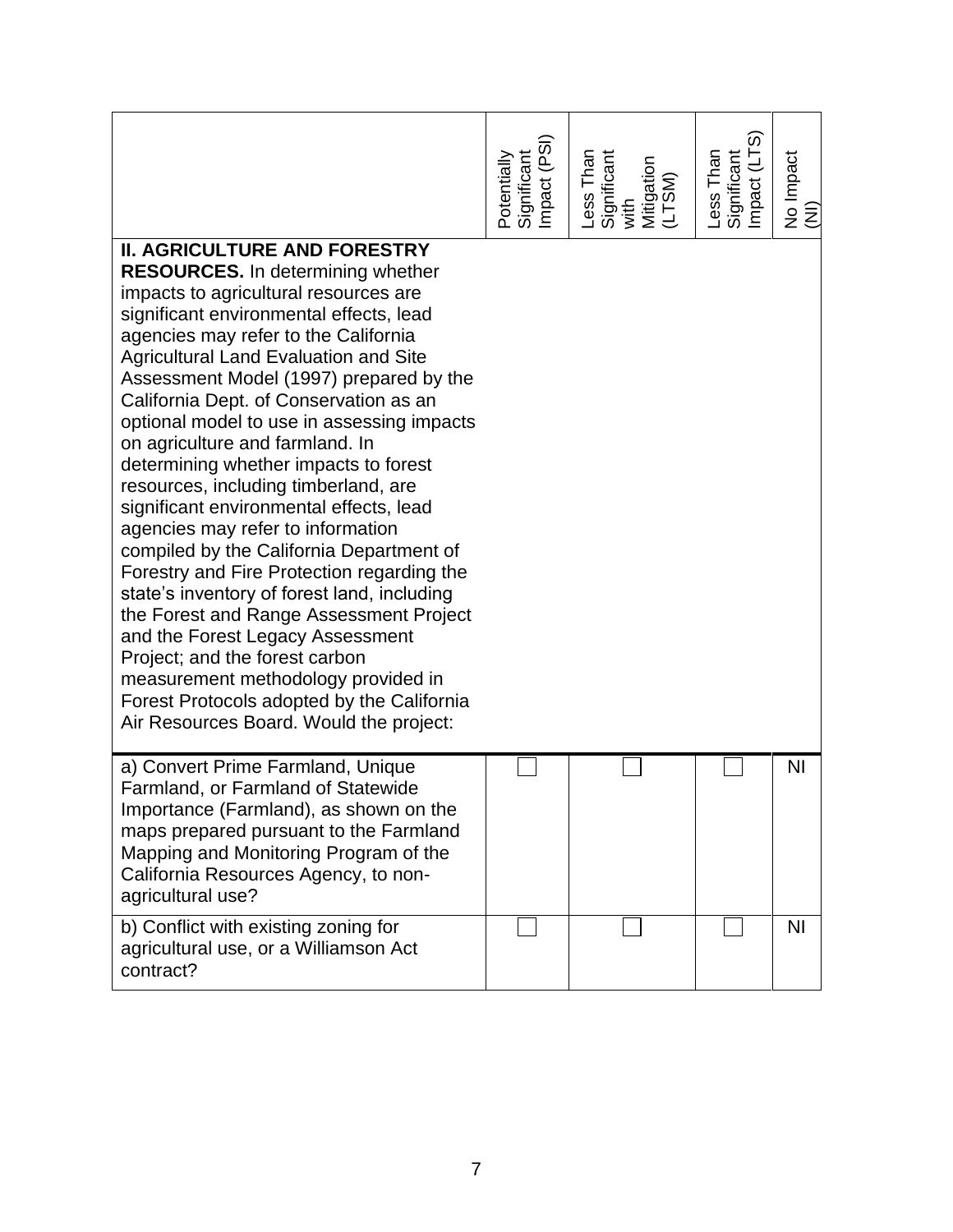| | Potentially Significant Impact (PSI) | Less Than Significant with Mitigation (LTSM) | Less Than Significant Impact (LTS) | No Impact (NI) |
|---|---|---|---|---|
| **II. AGRICULTURE AND FORESTRY RESOURCES.** In determining whether impacts to agricultural resources are significant environmental effects, lead agencies may refer to the California Agricultural Land Evaluation and Site Assessment Model (1997) prepared by the California Dept. of Conservation as an optional model to use in assessing impacts on agriculture and farmland. In determining whether impacts to forest resources, including timberland, are significant environmental effects, lead agencies may refer to information compiled by the California Department of Forestry and Fire Protection regarding the state's inventory of forest land, including the Forest and Range Assessment Project and the Forest Legacy Assessment Project; and the forest carbon measurement methodology provided in Forest Protocols adopted by the California Air Resources Board. Would the project: | | | | |
| a) Convert Prime Farmland, Unique Farmland, or Farmland of Statewide Importance (Farmland), as shown on the maps prepared pursuant to the Farmland Mapping and Monitoring Program of the California Resources Agency, to non-agricultural use? | ☐ | ☐ | ☐ | NI |
| b) Conflict with existing zoning for agricultural use, or a Williamson Act contract? | ☐ | ☐ | ☐ | NI |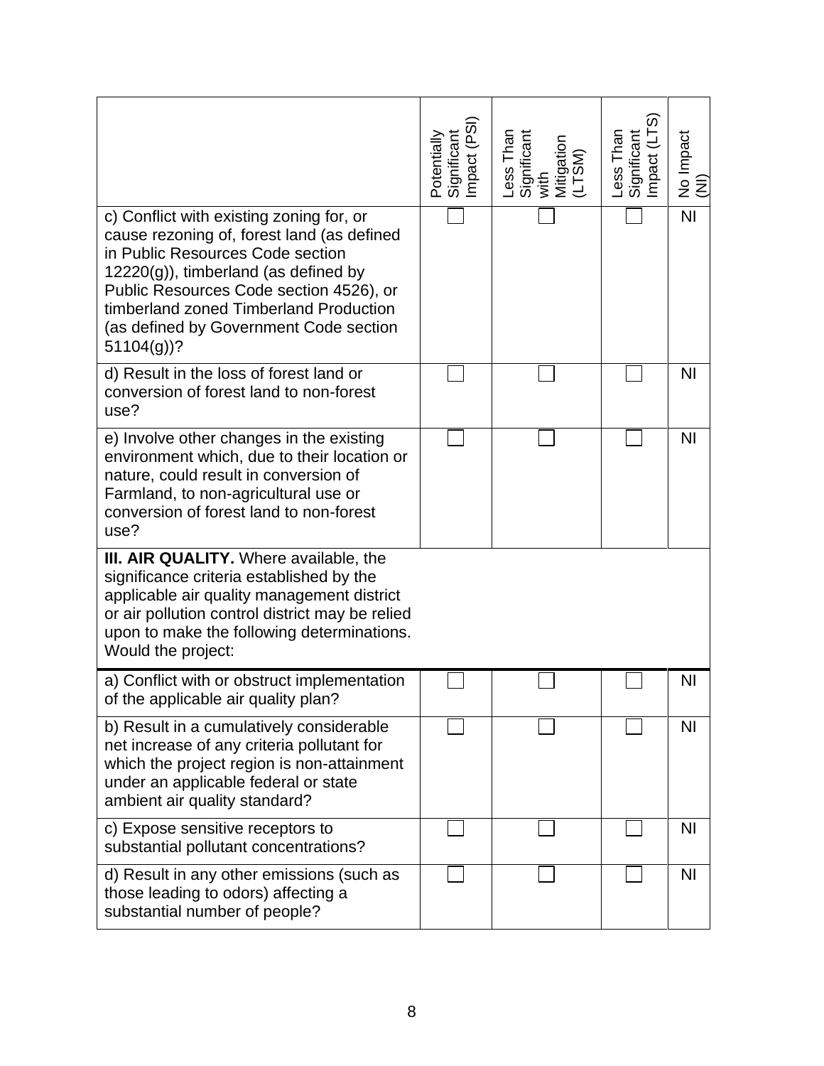| | Potentially Significant Impact (PSI) | Less Than Significant with Mitigation (LTSM) | Less Than Significant Impact (LTS) | No Impact (NI) |
|---|---|---|---|---|
| c) Conflict with existing zoning for, or cause rezoning of, forest land (as defined in Public Resources Code section 12220(g)), timberland (as defined by Public Resources Code section 4526), or timberland zoned Timberland Production (as defined by Government Code section 51104(g))? | ☐ | ☐ | ☐ | NI |
| d) Result in the loss of forest land or conversion of forest land to non-forest use? | ☐ | ☐ | ☐ | NI |
| e) Involve other changes in the existing environment which, due to their location or nature, could result in conversion of Farmland, to non-agricultural use or conversion of forest land to non-forest use? | ☐ | ☐ | ☐ | NI |
| **III. AIR QUALITY.** Where available, the significance criteria established by the applicable air quality management district or air pollution control district may be relied upon to make the following determinations. Would the project: | | | | |
| a) Conflict with or obstruct implementation of the applicable air quality plan? | ☐ | ☐ | ☐ | NI |
| b) Result in a cumulatively considerable net increase of any criteria pollutant for which the project region is non-attainment under an applicable federal or state ambient air quality standard? | ☐ | ☐ | ☐ | NI |
| c) Expose sensitive receptors to substantial pollutant concentrations? | ☐ | ☐ | ☐ | NI |
| d) Result in any other emissions (such as those leading to odors) affecting a substantial number of people? | ☐ | ☐ | ☐ | NI |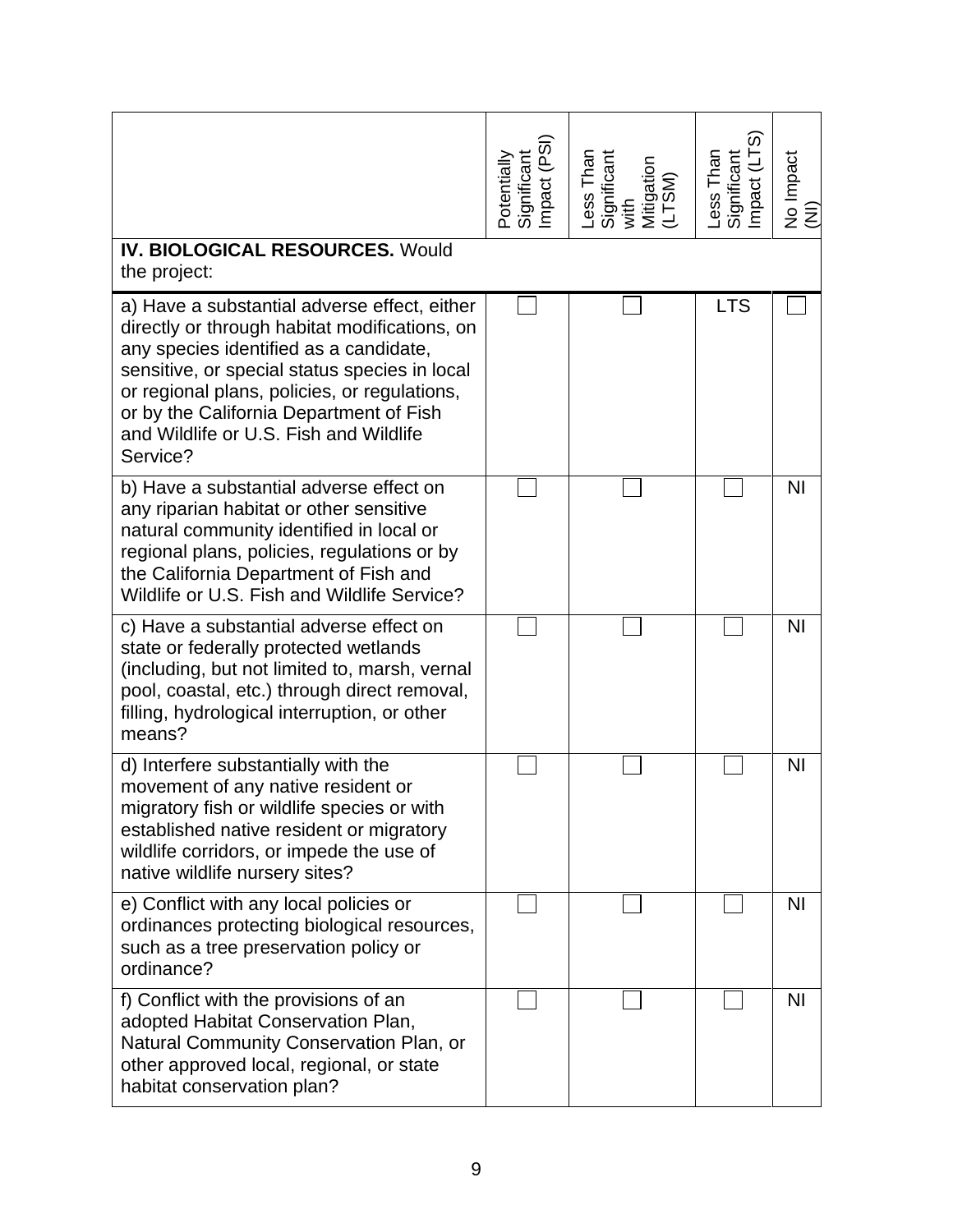| | Potentially Significant Impact (PSI) | Less Than Significant with Mitigation (LTSM) | Less Than Significant Impact (LTS) | No Impact (NI) |
|---|---|---|---|---|
| **IV. BIOLOGICAL RESOURCES.** Would the project: | | | | |
| a) Have a substantial adverse effect, either directly or through habitat modifications, on any species identified as a candidate, sensitive, or special status species in local or regional plans, policies, or regulations, or by the California Department of Fish and Wildlife or U.S. Fish and Wildlife Service? | | | LTS | |
| b) Have a substantial adverse effect on any riparian habitat or other sensitive natural community identified in local or regional plans, policies, regulations or by the California Department of Fish and Wildlife or U.S. Fish and Wildlife Service? | | | | NI |
| c) Have a substantial adverse effect on state or federally protected wetlands (including, but not limited to, marsh, vernal pool, coastal, etc.) through direct removal, filling, hydrological interruption, or other means? | | | | NI |
| d) Interfere substantially with the movement of any native resident or migratory fish or wildlife species or with established native resident or migratory wildlife corridors, or impede the use of native wildlife nursery sites? | | | | NI |
| e) Conflict with any local policies or ordinances protecting biological resources, such as a tree preservation policy or ordinance? | | | | NI |
| f) Conflict with the provisions of an adopted Habitat Conservation Plan, Natural Community Conservation Plan, or other approved local, regional, or state habitat conservation plan? | | | | NI |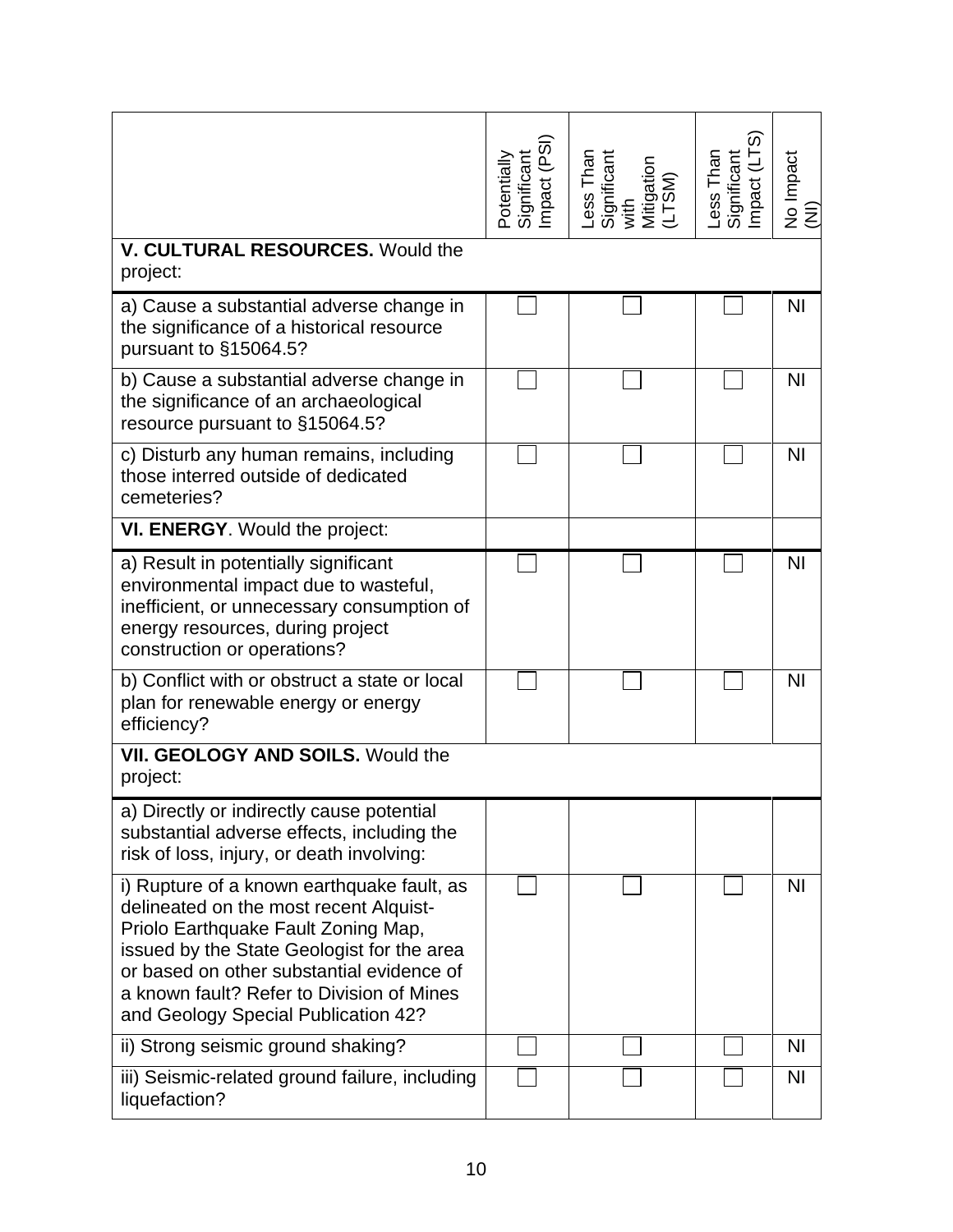| | Potentially Significant Impact (PSI) | Less Than Significant with Mitigation (LTSM) | Less Than Significant Impact (LTS) | No Impact (NI) |
|---|---|---|---|---|
| **V. CULTURAL RESOURCES.** Would the project: | | | | |
| a) Cause a substantial adverse change in the significance of a historical resource pursuant to §15064.5? | ☐ | ☐ | ☐ | NI |
| b) Cause a substantial adverse change in the significance of an archaeological resource pursuant to §15064.5? | ☐ | ☐ | ☐ | NI |
| c) Disturb any human remains, including those interred outside of dedicated cemeteries? | ☐ | ☐ | ☐ | NI |
| **VI. ENERGY**. Would the project: | | | | |
| a) Result in potentially significant environmental impact due to wasteful, inefficient, or unnecessary consumption of energy resources, during project construction or operations? | ☐ | ☐ | ☐ | NI |
| b) Conflict with or obstruct a state or local plan for renewable energy or energy efficiency? | ☐ | ☐ | ☐ | NI |
| **VII. GEOLOGY AND SOILS.** Would the project: | | | | |
| a) Directly or indirectly cause potential substantial adverse effects, including the risk of loss, injury, or death involving: | | | | |
| i) Rupture of a known earthquake fault, as delineated on the most recent Alquist-Priolo Earthquake Fault Zoning Map, issued by the State Geologist for the area or based on other substantial evidence of a known fault? Refer to Division of Mines and Geology Special Publication 42? | ☐ | ☐ | ☐ | NI |
| ii) Strong seismic ground shaking? | ☐ | ☐ | ☐ | NI |
| iii) Seismic-related ground failure, including liquefaction? | ☐ | ☐ | ☐ | NI |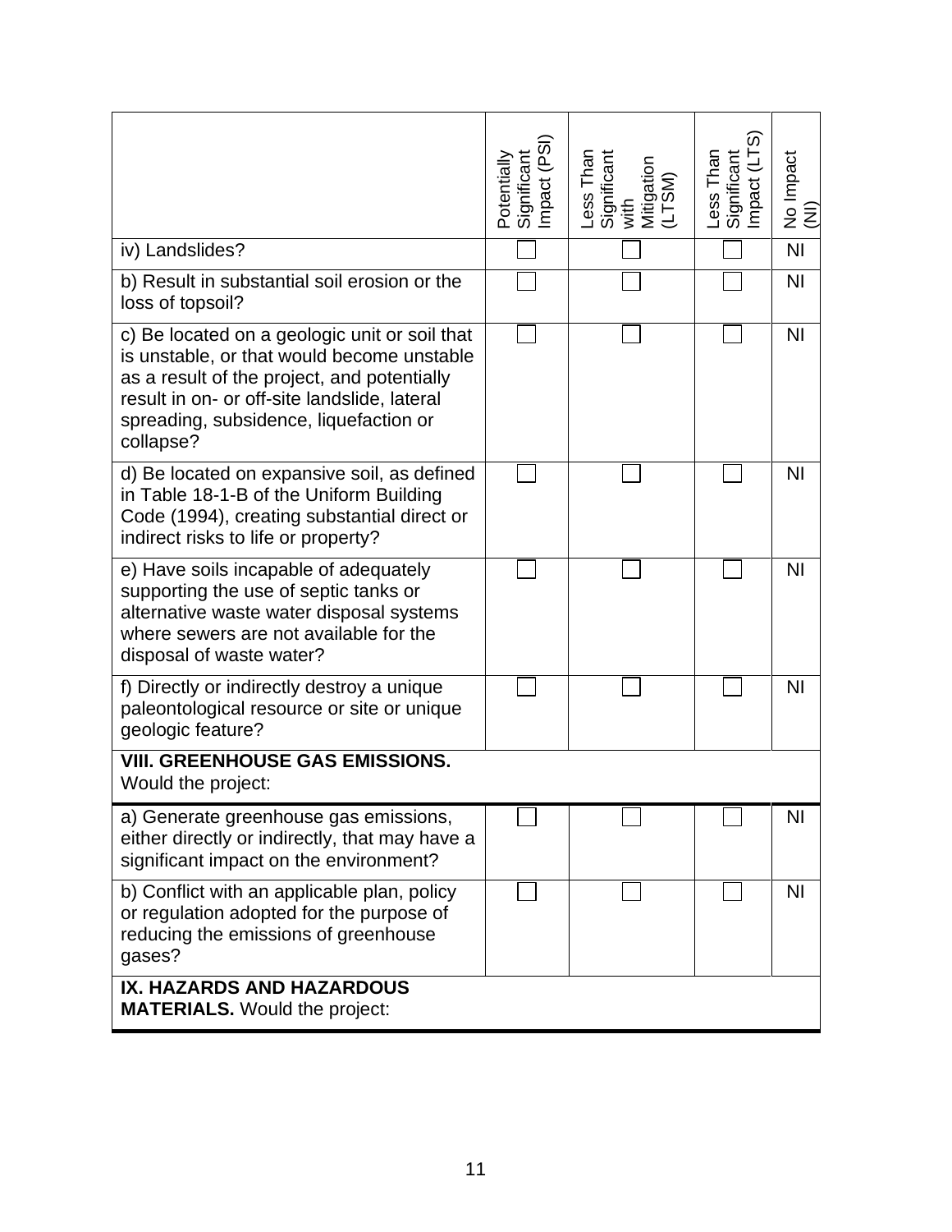| | Potentially Significant Impact (PSI) | Less Than Significant with Mitigation (LTSM) | Less Than Significant Impact (LTS) | No Impact (NI) |
|---|---|---|---|---|
| iv) Landslides? | | | | NI |
| b) Result in substantial soil erosion or the loss of topsoil? | | | | NI |
| c) Be located on a geologic unit or soil that is unstable, or that would become unstable as a result of the project, and potentially result in on- or off-site landslide, lateral spreading, subsidence, liquefaction or collapse? | | | | NI |
| d) Be located on expansive soil, as defined in Table 18-1-B of the Uniform Building Code (1994), creating substantial direct or indirect risks to life or property? | | | | NI |
| e) Have soils incapable of adequately supporting the use of septic tanks or alternative waste water disposal systems where sewers are not available for the disposal of waste water? | | | | NI |
| f) Directly or indirectly destroy a unique paleontological resource or site or unique geologic feature? | | | | NI |
| **VIII. GREENHOUSE GAS EMISSIONS.** Would the project: | | | | |
| a) Generate greenhouse gas emissions, either directly or indirectly, that may have a significant impact on the environment? | | | | NI |
| b) Conflict with an applicable plan, policy or regulation adopted for the purpose of reducing the emissions of greenhouse gases? | | | | NI |
| **IX. HAZARDS AND HAZARDOUS MATERIALS.** Would the project: | | | | |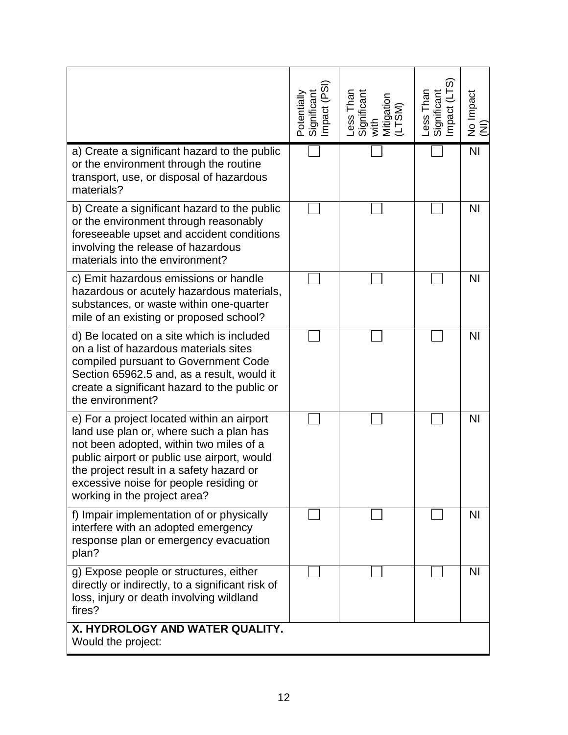| | Potentially Significant Impact (PSI) | Less Than Significant with Mitigation (LTSM) | Less Than Significant Impact (LTS) | No Impact (NI) |
|---|---|---|---|---|
| a) Create a significant hazard to the public or the environment through the routine transport, use, or disposal of hazardous materials? | | | | NI |
| b) Create a significant hazard to the public or the environment through reasonably foreseeable upset and accident conditions involving the release of hazardous materials into the environment? | | | | NI |
| c) Emit hazardous emissions or handle hazardous or acutely hazardous materials, substances, or waste within one-quarter mile of an existing or proposed school? | | | | NI |
| d) Be located on a site which is included on a list of hazardous materials sites compiled pursuant to Government Code Section 65962.5 and, as a result, would it create a significant hazard to the public or the environment? | | | | NI |
| e) For a project located within an airport land use plan or, where such a plan has not been adopted, within two miles of a public airport or public use airport, would the project result in a safety hazard or excessive noise for people residing or working in the project area? | | | | NI |
| f) Impair implementation of or physically interfere with an adopted emergency response plan or emergency evacuation plan? | | | | NI |
| g) Expose people or structures, either directly or indirectly, to a significant risk of loss, injury or death involving wildland fires? | | | | NI |
| **X. HYDROLOGY AND WATER QUALITY.** Would the project: | | | | |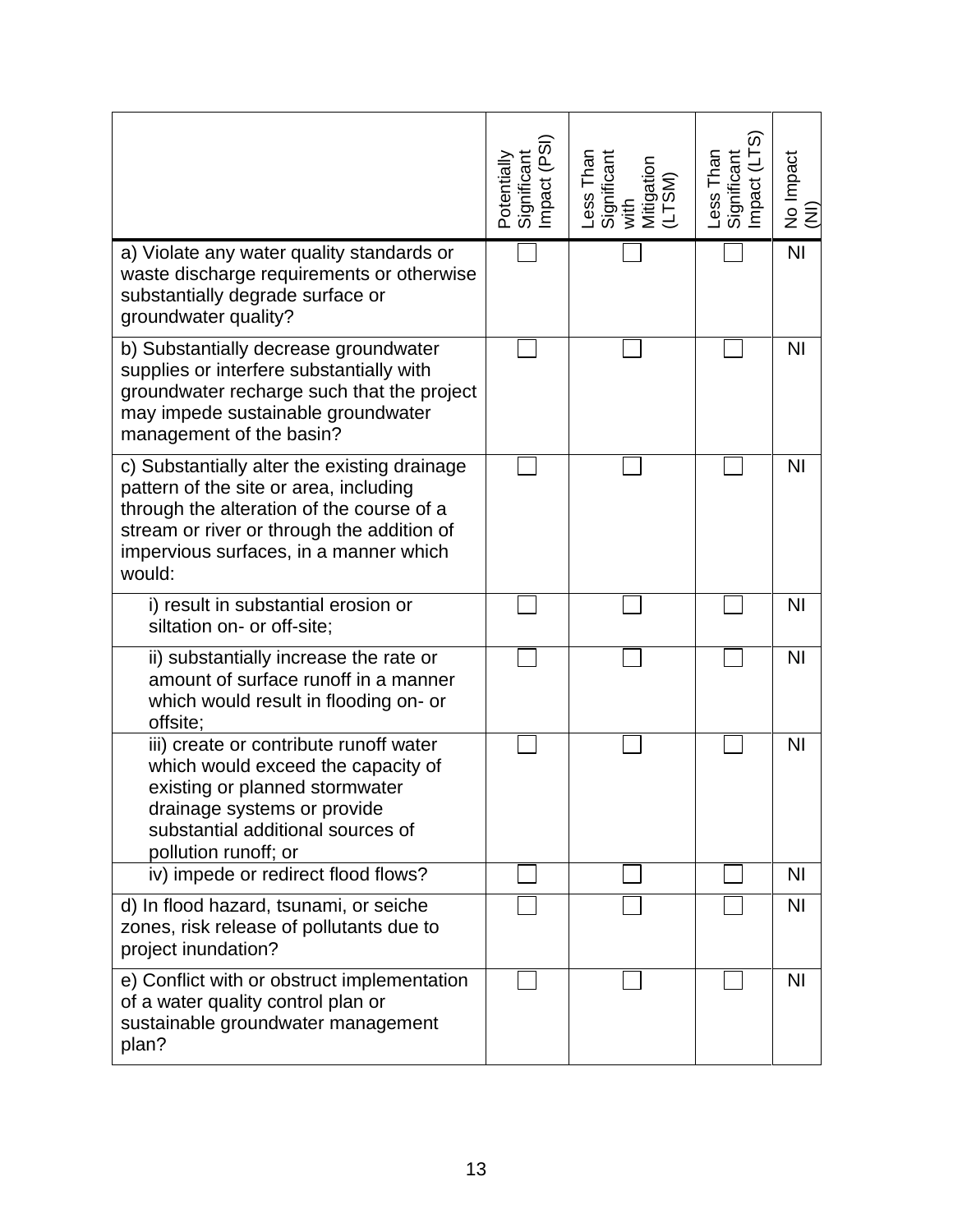| | Potentially Significant Impact (PSI) | Less Than Significant with Mitigation (LTSM) | Less Than Significant Impact (LTS) | No Impact (NI) |
|---|---|---|---|---|
| a) Violate any water quality standards or waste discharge requirements or otherwise substantially degrade surface or groundwater quality? | ☐ | ☐ | ☐ | NI |
| b) Substantially decrease groundwater supplies or interfere substantially with groundwater recharge such that the project may impede sustainable groundwater management of the basin? | ☐ | ☐ | ☐ | NI |
| c) Substantially alter the existing drainage pattern of the site or area, including through the alteration of the course of a stream or river or through the addition of impervious surfaces, in a manner which would: | ☐ | ☐ | ☐ | NI |
| i) result in substantial erosion or siltation on- or off-site; | ☐ | ☐ | ☐ | NI |
| ii) substantially increase the rate or amount of surface runoff in a manner which would result in flooding on- or offsite; | ☐ | ☐ | ☐ | NI |
| iii) create or contribute runoff water which would exceed the capacity of existing or planned stormwater drainage systems or provide substantial additional sources of pollution runoff; or | ☐ | ☐ | ☐ | NI |
| iv) impede or redirect flood flows? | ☐ | ☐ | ☐ | NI |
| d) In flood hazard, tsunami, or seiche zones, risk release of pollutants due to project inundation? | ☐ | ☐ | ☐ | NI |
| e) Conflict with or obstruct implementation of a water quality control plan or sustainable groundwater management plan? | ☐ | ☐ | ☐ | NI |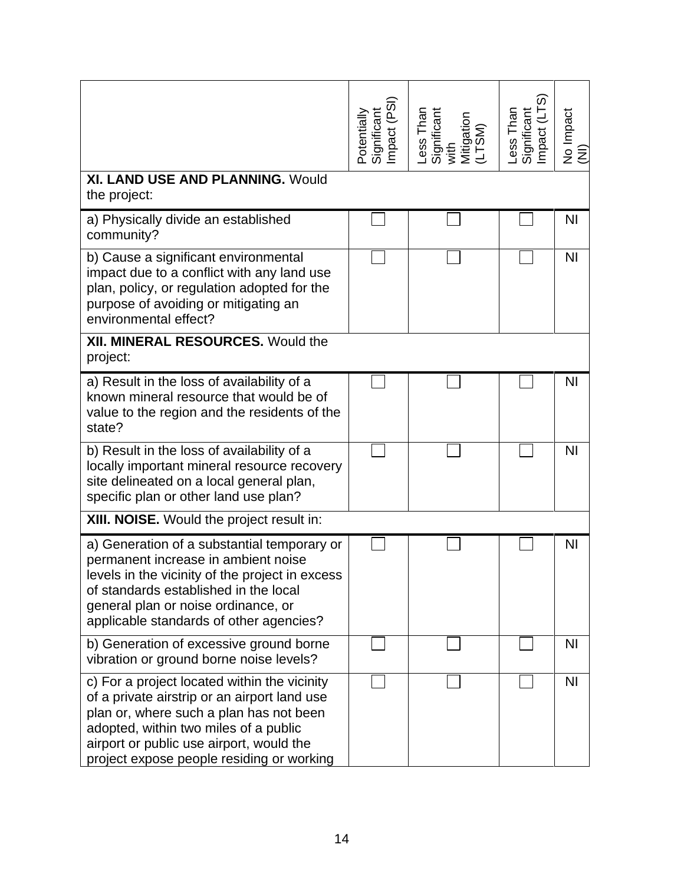| | Potentially Significant Impact (PSI) | Less Than Significant with Mitigation (LTSM) | Less Than Significant Impact (LTS) | No Impact (NI) |
|---|---|---|---|---|
| **XI. LAND USE AND PLANNING.** Would the project: | | | | |
| a) Physically divide an established community? | ☐ | ☐ | ☐ | NI |
| b) Cause a significant environmental impact due to a conflict with any land use plan, policy, or regulation adopted for the purpose of avoiding or mitigating an environmental effect? | ☐ | ☐ | ☐ | NI |
| **XII. MINERAL RESOURCES.** Would the project: | | | | |
| a) Result in the loss of availability of a known mineral resource that would be of value to the region and the residents of the state? | ☐ | ☐ | ☐ | NI |
| b) Result in the loss of availability of a locally important mineral resource recovery site delineated on a local general plan, specific plan or other land use plan? | ☐ | ☐ | ☐ | NI |
| **XIII. NOISE.** Would the project result in: | | | | |
| a) Generation of a substantial temporary or permanent increase in ambient noise levels in the vicinity of the project in excess of standards established in the local general plan or noise ordinance, or applicable standards of other agencies? | ☐ | ☐ | ☐ | NI |
| b) Generation of excessive ground borne vibration or ground borne noise levels? | ☐ | ☐ | ☐ | NI |
| c) For a project located within the vicinity of a private airstrip or an airport land use plan or, where such a plan has not been adopted, within two miles of a public airport or public use airport, would the project expose people residing or working | ☐ | ☐ | ☐ | NI |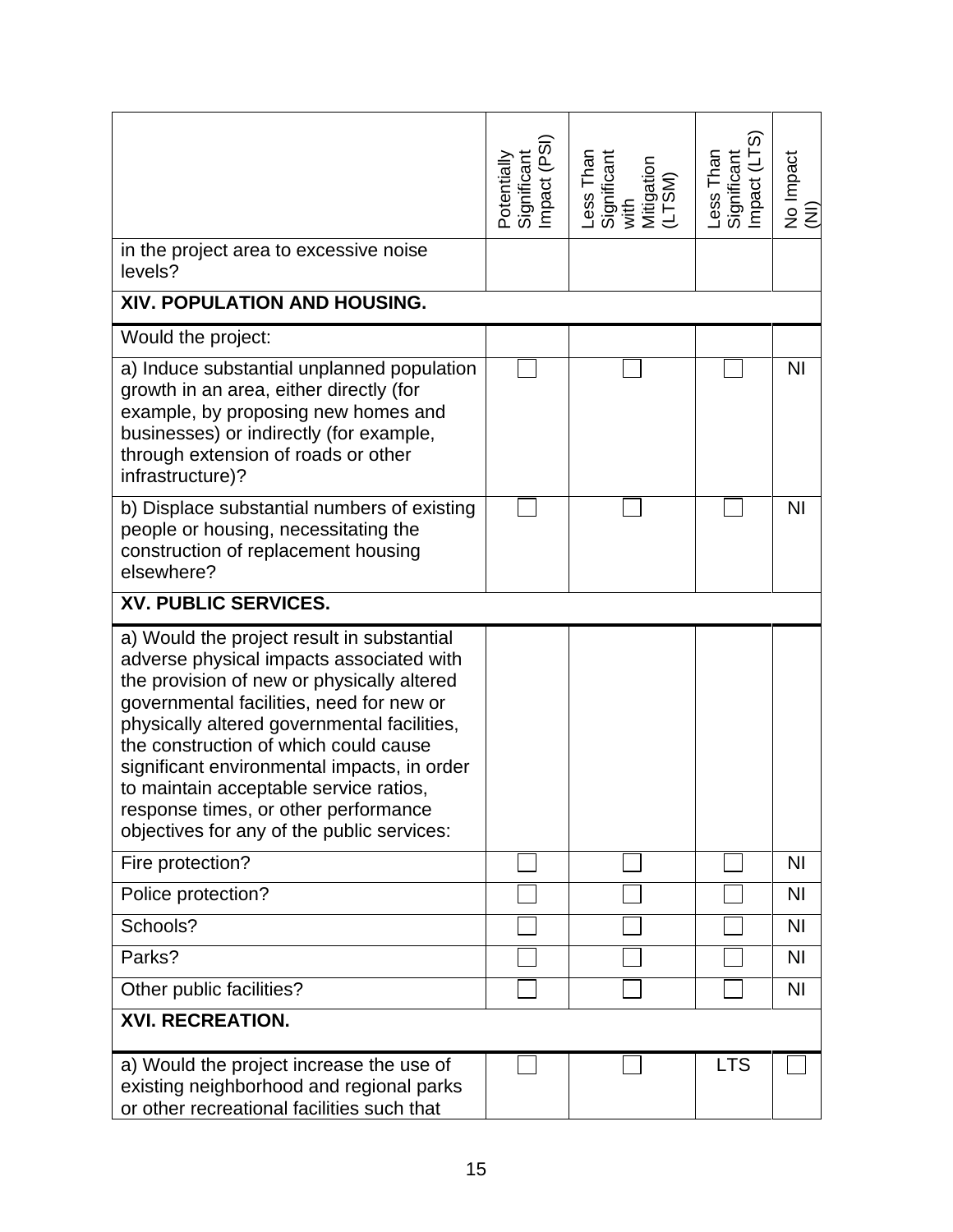| | Potentially Significant Impact (PSI) | Less Than Significant with Mitigation (LTSM) | Less Than Significant Impact (LTS) | No Impact (NI) |
|---|---|---|---|---|
| in the project area to excessive noise levels? | | | | |
| **XIV. POPULATION AND HOUSING.** | | | | |
| Would the project: | | | | |
| a) Induce substantial unplanned population growth in an area, either directly (for example, by proposing new homes and businesses) or indirectly (for example, through extension of roads or other infrastructure)? | ☐ | ☐ | ☐ | NI |
| b) Displace substantial numbers of existing people or housing, necessitating the construction of replacement housing elsewhere? | ☐ | ☐ | ☐ | NI |
| **XV. PUBLIC SERVICES.** | | | | |
| a) Would the project result in substantial adverse physical impacts associated with the provision of new or physically altered governmental facilities, need for new or physically altered governmental facilities, the construction of which could cause significant environmental impacts, in order to maintain acceptable service ratios, response times, or other performance objectives for any of the public services: | | | | |
| Fire protection? | ☐ | ☐ | ☐ | NI |
| Police protection? | ☐ | ☐ | ☐ | NI |
| Schools? | ☐ | ☐ | ☐ | NI |
| Parks? | ☐ | ☐ | ☐ | NI |
| Other public facilities? | ☐ | ☐ | ☐ | NI |
| **XVI. RECREATION.** | | | | |
| a) Would the project increase the use of existing neighborhood and regional parks or other recreational facilities such that | ☐ | ☐ | LTS | ☐ |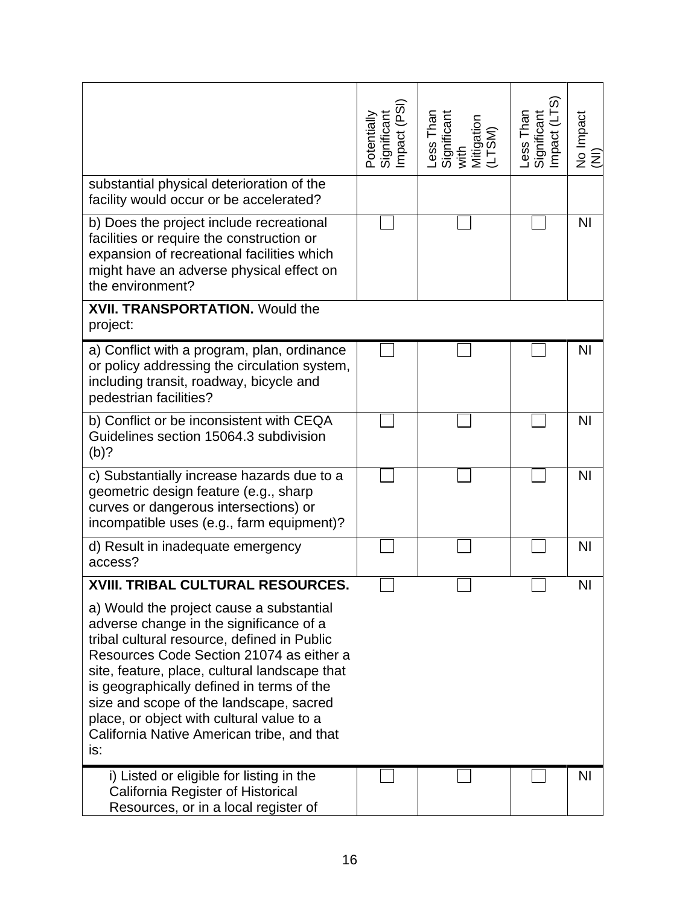| | Potentially Significant Impact (PSI) | Less Than Significant with Mitigation (LTSM) | Less Than Significant Impact (LTS) | No Impact (NI) |
|---|---|---|---|---|
| substantial physical deterioration of the facility would occur or be accelerated? | | | | |
| b) Does the project include recreational facilities or require the construction or expansion of recreational facilities which might have an adverse physical effect on the environment? | ☐ | ☐ | ☐ | NI |
| **XVII. TRANSPORTATION.** Would the project: | | | | |
| a) Conflict with a program, plan, ordinance or policy addressing the circulation system, including transit, roadway, bicycle and pedestrian facilities? | ☐ | ☐ | ☐ | NI |
| b) Conflict or be inconsistent with CEQA Guidelines section 15064.3 subdivision (b)? | ☐ | ☐ | ☐ | NI |
| c) Substantially increase hazards due to a geometric design feature (e.g., sharp curves or dangerous intersections) or incompatible uses (e.g., farm equipment)? | ☐ | ☐ | ☐ | NI |
| d) Result in inadequate emergency access? | ☐ | ☐ | ☐ | NI |
| **XVIII. TRIBAL CULTURAL RESOURCES.** a) Would the project cause a substantial adverse change in the significance of a tribal cultural resource, defined in Public Resources Code Section 21074 as either a site, feature, place, cultural landscape that is geographically defined in terms of the size and scope of the landscape, sacred place, or object with cultural value to a California Native American tribe, and that is: | ☐ | ☐ | ☐ | NI |
| i) Listed or eligible for listing in the California Register of Historical Resources, or in a local register of | ☐ | ☐ | ☐ | NI |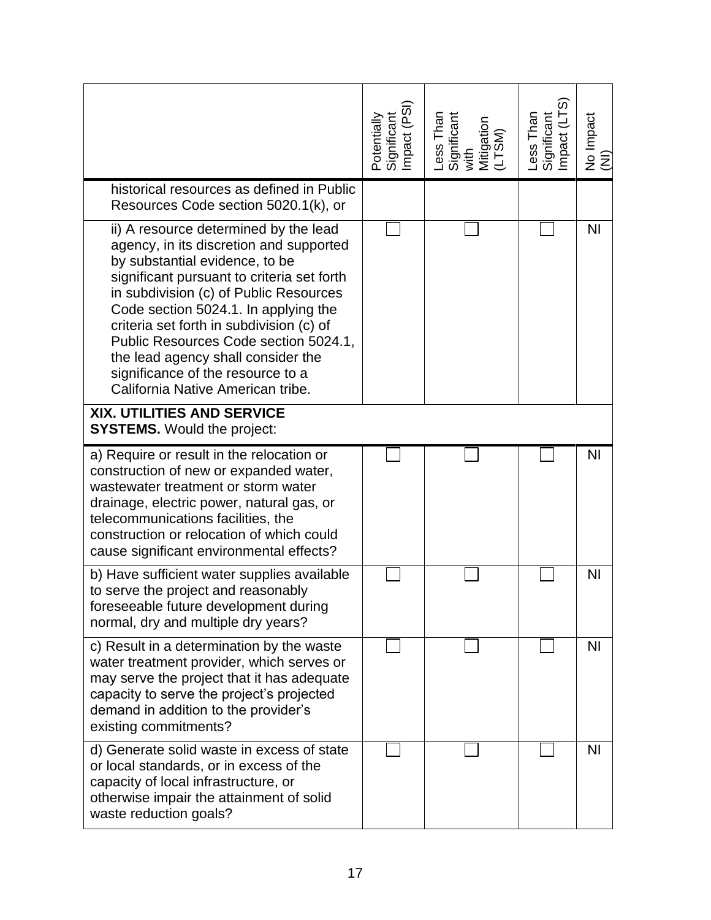| | Potentially Significant Impact (PSI) | Less Than Significant with Mitigation (LTSM) | Less Than Significant Impact (LTS) | No Impact (NI) |
|---|---|---|---|---|
| historical resources as defined in Public Resources Code section 5020.1(k), or | | | | |
| ii) A resource determined by the lead agency, in its discretion and supported by substantial evidence, to be significant pursuant to criteria set forth in subdivision (c) of Public Resources Code section 5024.1. In applying the criteria set forth in subdivision (c) of Public Resources Code section 5024.1, the lead agency shall consider the significance of the resource to a California Native American tribe. | ☐ | ☐ | ☐ | NI |
| **XIX. UTILITIES AND SERVICE SYSTEMS.** Would the project: | | | | |
| a) Require or result in the relocation or construction of new or expanded water, wastewater treatment or storm water drainage, electric power, natural gas, or telecommunications facilities, the construction or relocation of which could cause significant environmental effects? | ☐ | ☐ | ☐ | NI |
| b) Have sufficient water supplies available to serve the project and reasonably foreseeable future development during normal, dry and multiple dry years? | ☐ | ☐ | ☐ | NI |
| c) Result in a determination by the waste water treatment provider, which serves or may serve the project that it has adequate capacity to serve the project's projected demand in addition to the provider's existing commitments? | ☐ | ☐ | ☐ | NI |
| d) Generate solid waste in excess of state or local standards, or in excess of the capacity of local infrastructure, or otherwise impair the attainment of solid waste reduction goals? | ☐ | ☐ | ☐ | NI |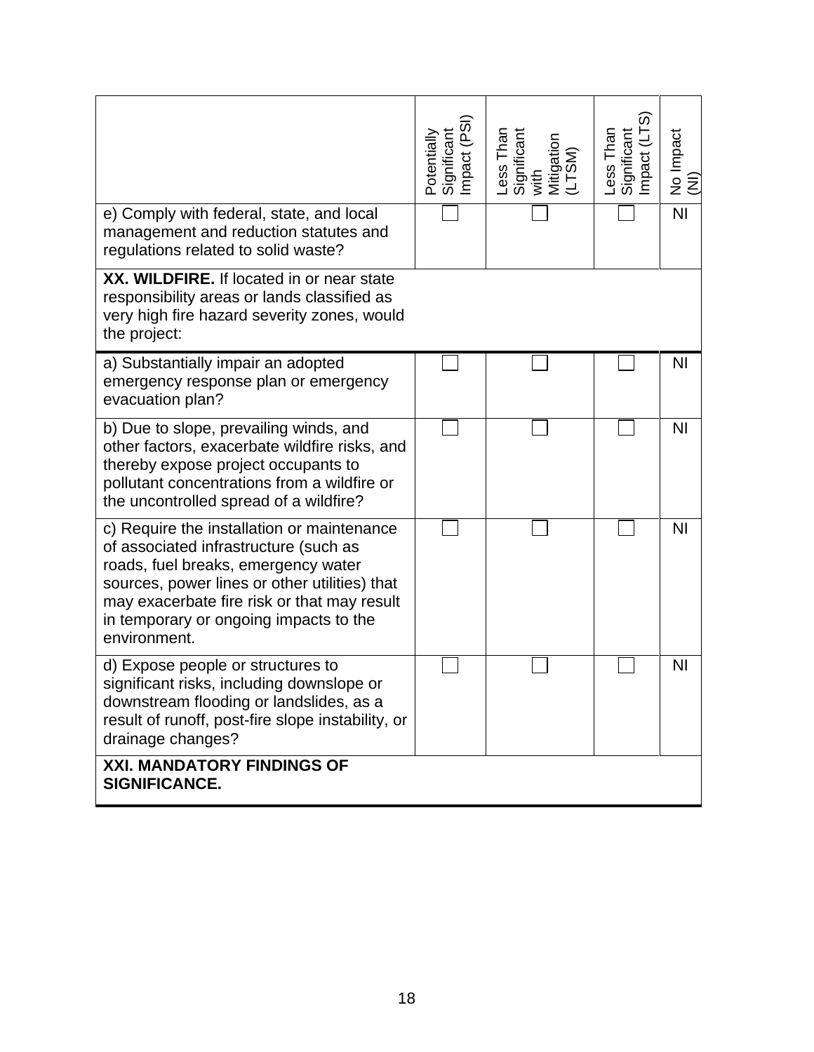| | Potentially Significant Impact (PSI) | Less Than Significant with Mitigation (LTSM) | Less Than Significant Impact (LTS) | No Impact (NI) |
|---|---|---|---|---|
| e) Comply with federal, state, and local management and reduction statutes and regulations related to solid waste? | ☐ | ☐ | ☐ | NI |
| **XX. WILDFIRE.** If located in or near state responsibility areas or lands classified as very high fire hazard severity zones, would the project: | | | | |
| a) Substantially impair an adopted emergency response plan or emergency evacuation plan? | ☐ | ☐ | ☐ | NI |
| b) Due to slope, prevailing winds, and other factors, exacerbate wildfire risks, and thereby expose project occupants to pollutant concentrations from a wildfire or the uncontrolled spread of a wildfire? | ☐ | ☐ | ☐ | NI |
| c) Require the installation or maintenance of associated infrastructure (such as roads, fuel breaks, emergency water sources, power lines or other utilities) that may exacerbate fire risk or that may result in temporary or ongoing impacts to the environment. | ☐ | ☐ | ☐ | NI |
| d) Expose people or structures to significant risks, including downslope or downstream flooding or landslides, as a result of runoff, post-fire slope instability, or drainage changes? | ☐ | ☐ | ☐ | NI |
| **XXI. MANDATORY FINDINGS OF SIGNIFICANCE.** | | | | |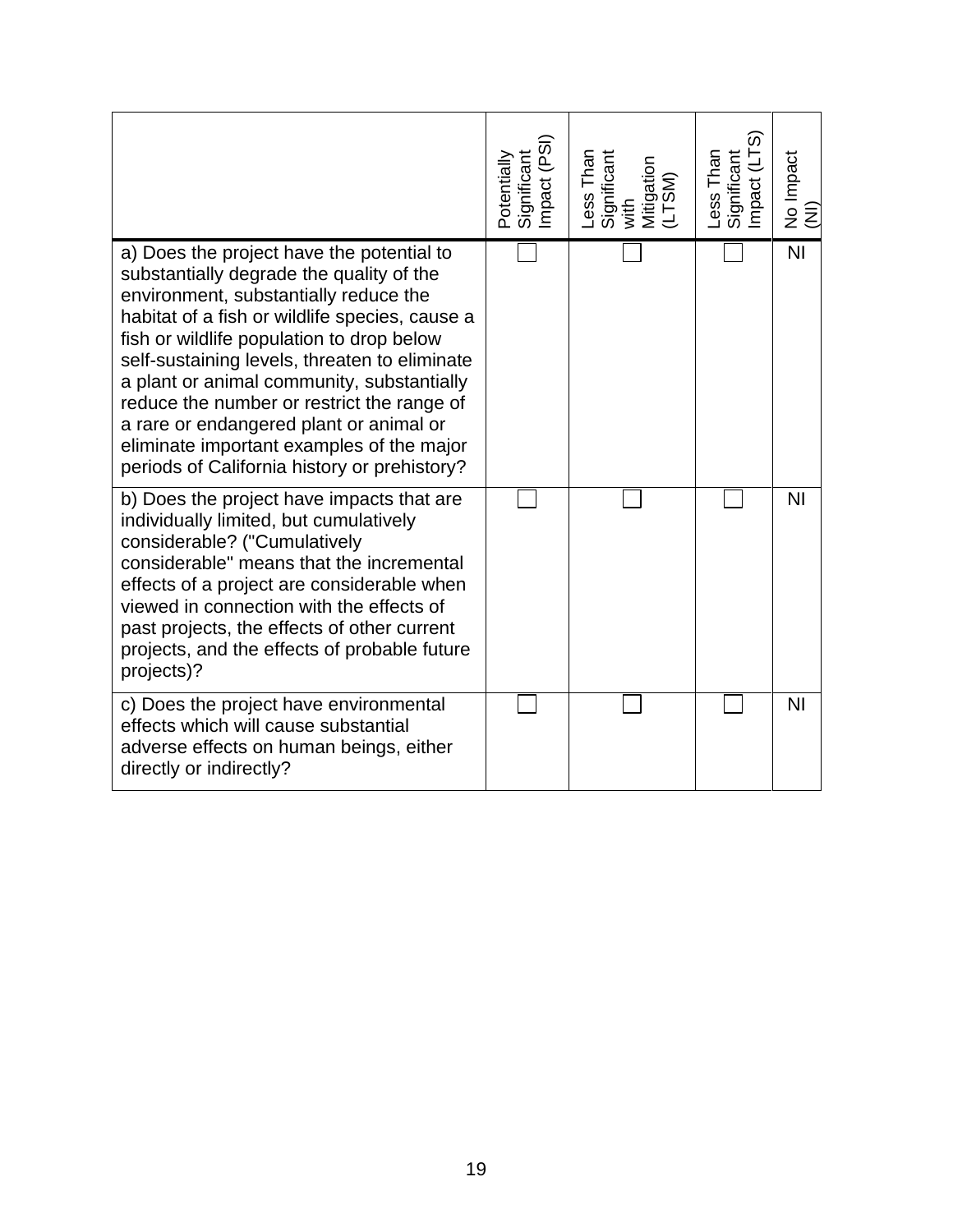| | Potentially Significant Impact (PSI) | Less Than Significant with Mitigation (LTSM) | Less Than Significant Impact (LTS) | No Impact (NI) |
|---|---|---|---|---|
| a) Does the project have the potential to substantially degrade the quality of the environment, substantially reduce the habitat of a fish or wildlife species, cause a fish or wildlife population to drop below self-sustaining levels, threaten to eliminate a plant or animal community, substantially reduce the number or restrict the range of a rare or endangered plant or animal or eliminate important examples of the major periods of California history or prehistory? | ☐ | ☐ | ☐ | NI |
| b) Does the project have impacts that are individually limited, but cumulatively considerable? ("Cumulatively considerable" means that the incremental effects of a project are considerable when viewed in connection with the effects of past projects, the effects of other current projects, and the effects of probable future projects)? | ☐ | ☐ | ☐ | NI |
| c) Does the project have environmental effects which will cause substantial adverse effects on human beings, either directly or indirectly? | ☐ | ☐ | ☐ | NI |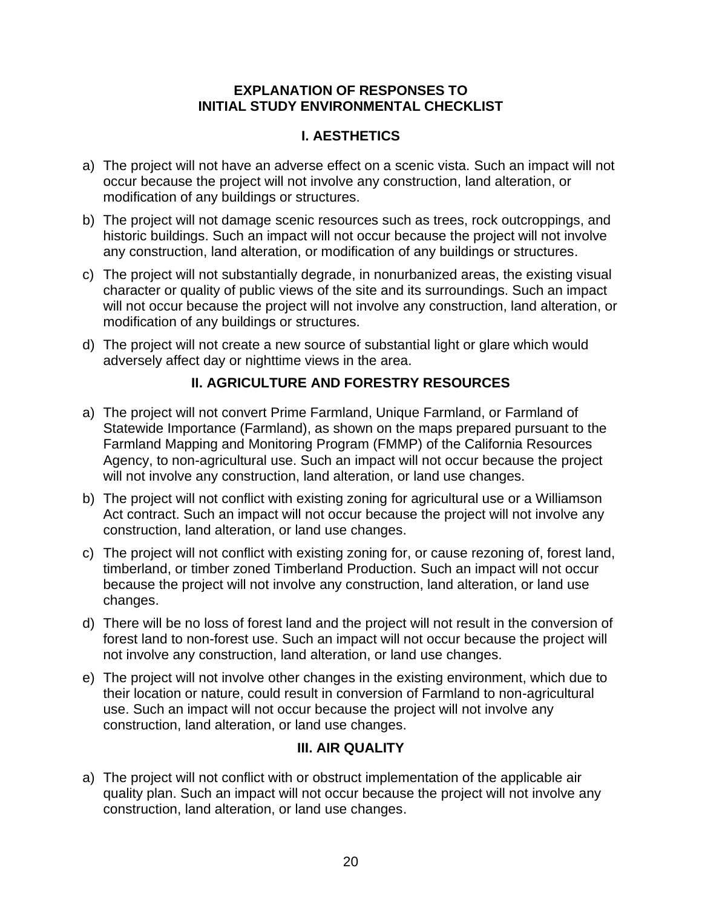## EXPLANATION OF RESPONSES TO INITIAL STUDY ENVIRONMENTAL CHECKLIST

### I. AESTHETICS

a) The project will not have an adverse effect on a scenic vista. Such an impact will not occur because the project will not involve any construction, land alteration, or modification of any buildings or structures.

b) The project will not damage scenic resources such as trees, rock outcroppings, and historic buildings. Such an impact will not occur because the project will not involve any construction, land alteration, or modification of any buildings or structures.

c) The project will not substantially degrade, in nonurbanized areas, the existing visual character or quality of public views of the site and its surroundings. Such an impact will not occur because the project will not involve any construction, land alteration, or modification of any buildings or structures.

d) The project will not create a new source of substantial light or glare which would adversely affect day or nighttime views in the area.

### II. AGRICULTURE AND FORESTRY RESOURCES

a) The project will not convert Prime Farmland, Unique Farmland, or Farmland of Statewide Importance (Farmland), as shown on the maps prepared pursuant to the Farmland Mapping and Monitoring Program (FMMP) of the California Resources Agency, to non-agricultural use. Such an impact will not occur because the project will not involve any construction, land alteration, or land use changes.

b) The project will not conflict with existing zoning for agricultural use or a Williamson Act contract. Such an impact will not occur because the project will not involve any construction, land alteration, or land use changes.

c) The project will not conflict with existing zoning for, or cause rezoning of, forest land, timberland, or timber zoned Timberland Production. Such an impact will not occur because the project will not involve any construction, land alteration, or land use changes.

d) There will be no loss of forest land and the project will not result in the conversion of forest land to non-forest use. Such an impact will not occur because the project will not involve any construction, land alteration, or land use changes.

e) The project will not involve other changes in the existing environment, which due to their location or nature, could result in conversion of Farmland to non-agricultural use. Such an impact will not occur because the project will not involve any construction, land alteration, or land use changes.

### III. AIR QUALITY

a) The project will not conflict with or obstruct implementation of the applicable air quality plan. Such an impact will not occur because the project will not involve any construction, land alteration, or land use changes.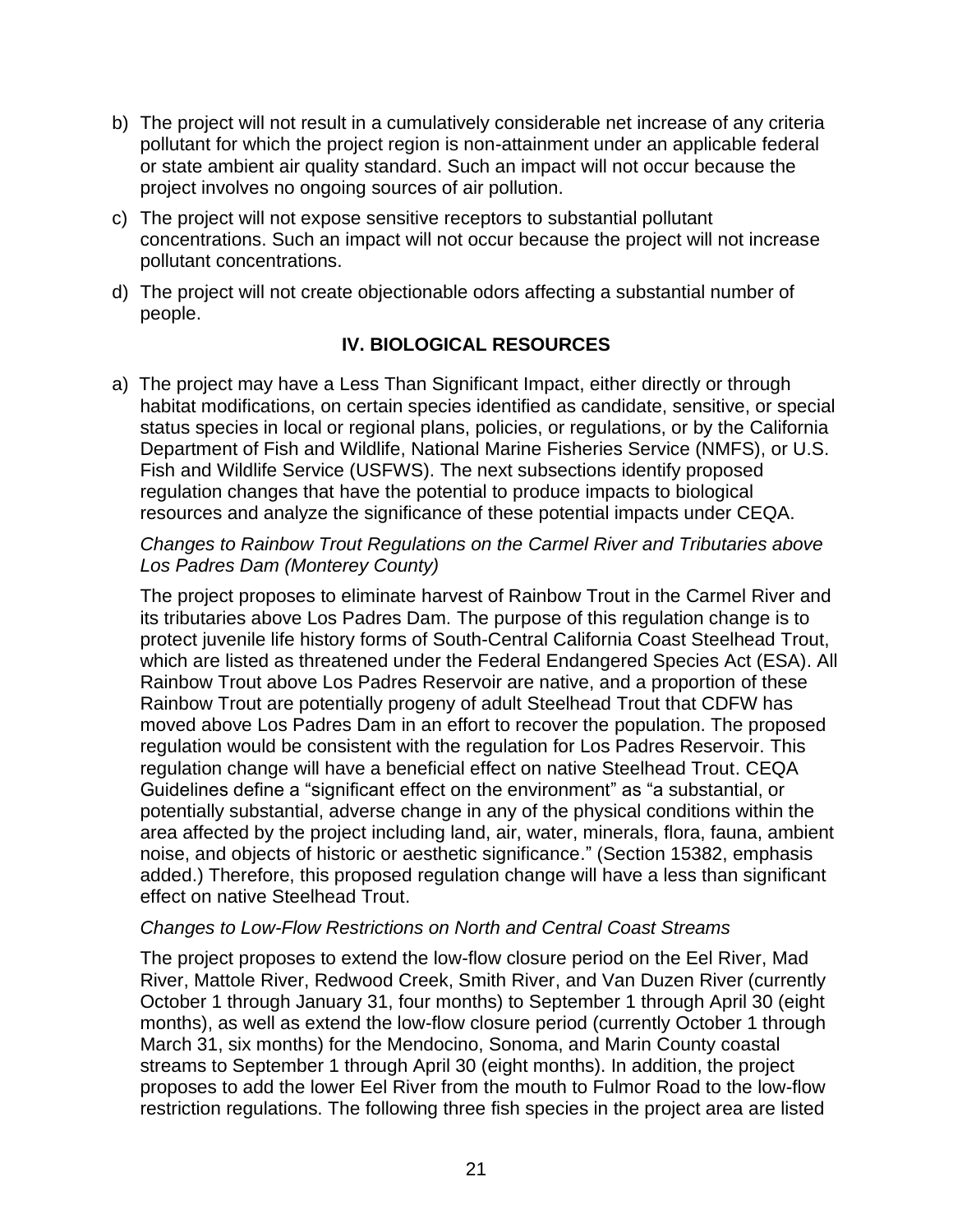b) The project will not result in a cumulatively considerable net increase of any criteria pollutant for which the project region is non-attainment under an applicable federal or state ambient air quality standard. Such an impact will not occur because the project involves no ongoing sources of air pollution.

c) The project will not expose sensitive receptors to substantial pollutant concentrations. Such an impact will not occur because the project will not increase pollutant concentrations.

d) The project will not create objectionable odors affecting a substantial number of people.

## IV. BIOLOGICAL RESOURCES

a) The project may have a Less Than Significant Impact, either directly or through habitat modifications, on certain species identified as candidate, sensitive, or special status species in local or regional plans, policies, or regulations, or by the California Department of Fish and Wildlife, National Marine Fisheries Service (NMFS), or U.S. Fish and Wildlife Service (USFWS). The next subsections identify proposed regulation changes that have the potential to produce impacts to biological resources and analyze the significance of these potential impacts under CEQA.

*Changes to Rainbow Trout Regulations on the Carmel River and Tributaries above Los Padres Dam (Monterey County)*

The project proposes to eliminate harvest of Rainbow Trout in the Carmel River and its tributaries above Los Padres Dam. The purpose of this regulation change is to protect juvenile life history forms of South-Central California Coast Steelhead Trout, which are listed as threatened under the Federal Endangered Species Act (ESA). All Rainbow Trout above Los Padres Reservoir are native, and a proportion of these Rainbow Trout are potentially progeny of adult Steelhead Trout that CDFW has moved above Los Padres Dam in an effort to recover the population. The proposed regulation would be consistent with the regulation for Los Padres Reservoir. This regulation change will have a beneficial effect on native Steelhead Trout. CEQA Guidelines define a "significant effect on the environment" as "a substantial, or potentially substantial, adverse change in any of the physical conditions within the area affected by the project including land, air, water, minerals, flora, fauna, ambient noise, and objects of historic or aesthetic significance." (Section 15382, emphasis added.) Therefore, this proposed regulation change will have a less than significant effect on native Steelhead Trout.

*Changes to Low-Flow Restrictions on North and Central Coast Streams*

The project proposes to extend the low-flow closure period on the Eel River, Mad River, Mattole River, Redwood Creek, Smith River, and Van Duzen River (currently October 1 through January 31, four months) to September 1 through April 30 (eight months), as well as extend the low-flow closure period (currently October 1 through March 31, six months) for the Mendocino, Sonoma, and Marin County coastal streams to September 1 through April 30 (eight months). In addition, the project proposes to add the lower Eel River from the mouth to Fulmor Road to the low-flow restriction regulations. The following three fish species in the project area are listed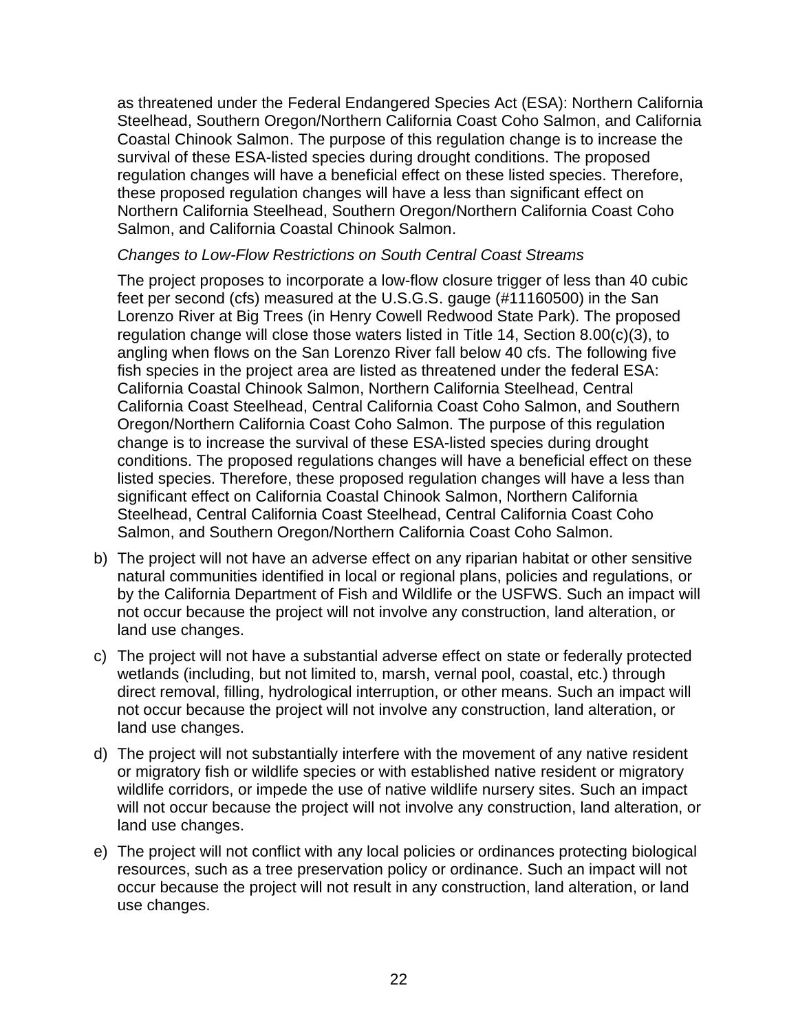as threatened under the Federal Endangered Species Act (ESA): Northern California Steelhead, Southern Oregon/Northern California Coast Coho Salmon, and California Coastal Chinook Salmon. The purpose of this regulation change is to increase the survival of these ESA-listed species during drought conditions. The proposed regulation changes will have a beneficial effect on these listed species. Therefore, these proposed regulation changes will have a less than significant effect on Northern California Steelhead, Southern Oregon/Northern California Coast Coho Salmon, and California Coastal Chinook Salmon.

*Changes to Low-Flow Restrictions on South Central Coast Streams*

The project proposes to incorporate a low-flow closure trigger of less than 40 cubic feet per second (cfs) measured at the U.S.G.S. gauge (#11160500) in the San Lorenzo River at Big Trees (in Henry Cowell Redwood State Park). The proposed regulation change will close those waters listed in Title 14, Section 8.00(c)(3), to angling when flows on the San Lorenzo River fall below 40 cfs. The following five fish species in the project area are listed as threatened under the federal ESA: California Coastal Chinook Salmon, Northern California Steelhead, Central California Coast Steelhead, Central California Coast Coho Salmon, and Southern Oregon/Northern California Coast Coho Salmon. The purpose of this regulation change is to increase the survival of these ESA-listed species during drought conditions. The proposed regulations changes will have a beneficial effect on these listed species. Therefore, these proposed regulation changes will have a less than significant effect on California Coastal Chinook Salmon, Northern California Steelhead, Central California Coast Steelhead, Central California Coast Coho Salmon, and Southern Oregon/Northern California Coast Coho Salmon.

b) The project will not have an adverse effect on any riparian habitat or other sensitive natural communities identified in local or regional plans, policies and regulations, or by the California Department of Fish and Wildlife or the USFWS. Such an impact will not occur because the project will not involve any construction, land alteration, or land use changes.

c) The project will not have a substantial adverse effect on state or federally protected wetlands (including, but not limited to, marsh, vernal pool, coastal, etc.) through direct removal, filling, hydrological interruption, or other means. Such an impact will not occur because the project will not involve any construction, land alteration, or land use changes.

d) The project will not substantially interfere with the movement of any native resident or migratory fish or wildlife species or with established native resident or migratory wildlife corridors, or impede the use of native wildlife nursery sites. Such an impact will not occur because the project will not involve any construction, land alteration, or land use changes.

e) The project will not conflict with any local policies or ordinances protecting biological resources, such as a tree preservation policy or ordinance. Such an impact will not occur because the project will not result in any construction, land alteration, or land use changes.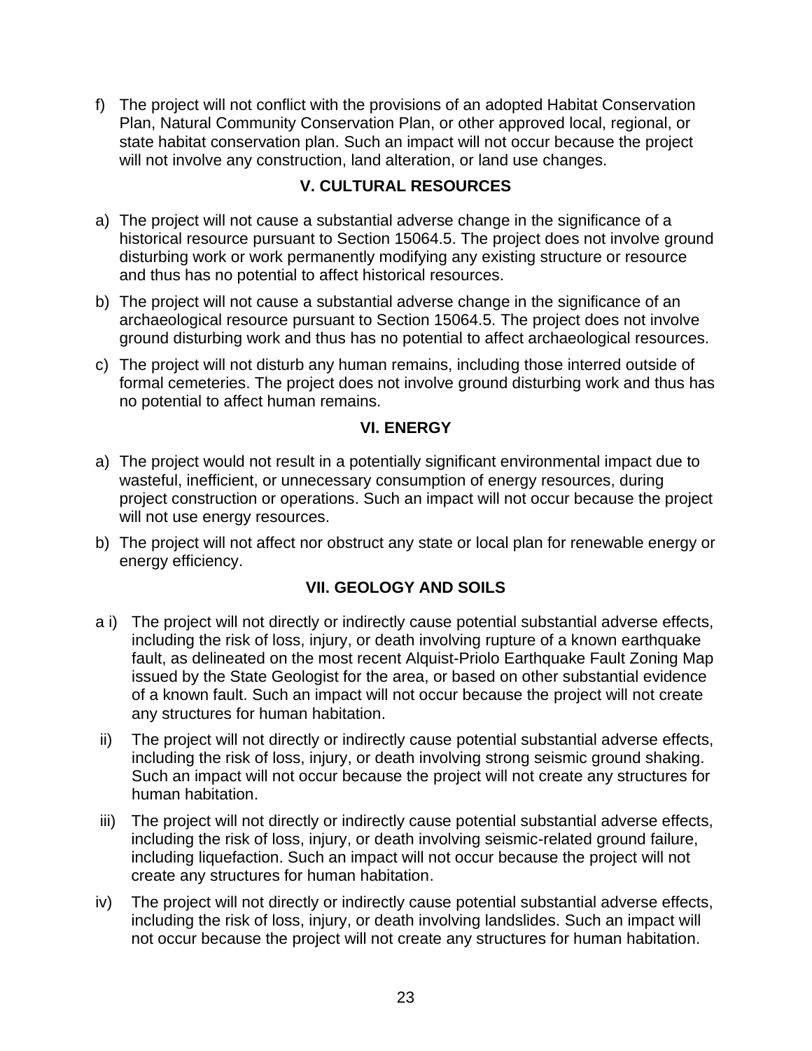f) The project will not conflict with the provisions of an adopted Habitat Conservation Plan, Natural Community Conservation Plan, or other approved local, regional, or state habitat conservation plan. Such an impact will not occur because the project will not involve any construction, land alteration, or land use changes.

## V. CULTURAL RESOURCES

a) The project will not cause a substantial adverse change in the significance of a historical resource pursuant to Section 15064.5. The project does not involve ground disturbing work or work permanently modifying any existing structure or resource and thus has no potential to affect historical resources.

b) The project will not cause a substantial adverse change in the significance of an archaeological resource pursuant to Section 15064.5. The project does not involve ground disturbing work and thus has no potential to affect archaeological resources.

c) The project will not disturb any human remains, including those interred outside of formal cemeteries. The project does not involve ground disturbing work and thus has no potential to affect human remains.

## VI. ENERGY

a) The project would not result in a potentially significant environmental impact due to wasteful, inefficient, or unnecessary consumption of energy resources, during project construction or operations. Such an impact will not occur because the project will not use energy resources.

b) The project will not affect nor obstruct any state or local plan for renewable energy or energy efficiency.

## VII. GEOLOGY AND SOILS

a i) The project will not directly or indirectly cause potential substantial adverse effects, including the risk of loss, injury, or death involving rupture of a known earthquake fault, as delineated on the most recent Alquist-Priolo Earthquake Fault Zoning Map issued by the State Geologist for the area, or based on other substantial evidence of a known fault. Such an impact will not occur because the project will not create any structures for human habitation.

ii) The project will not directly or indirectly cause potential substantial adverse effects, including the risk of loss, injury, or death involving strong seismic ground shaking. Such an impact will not occur because the project will not create any structures for human habitation.

iii) The project will not directly or indirectly cause potential substantial adverse effects, including the risk of loss, injury, or death involving seismic-related ground failure, including liquefaction. Such an impact will not occur because the project will not create any structures for human habitation.

iv) The project will not directly or indirectly cause potential substantial adverse effects, including the risk of loss, injury, or death involving landslides. Such an impact will not occur because the project will not create any structures for human habitation.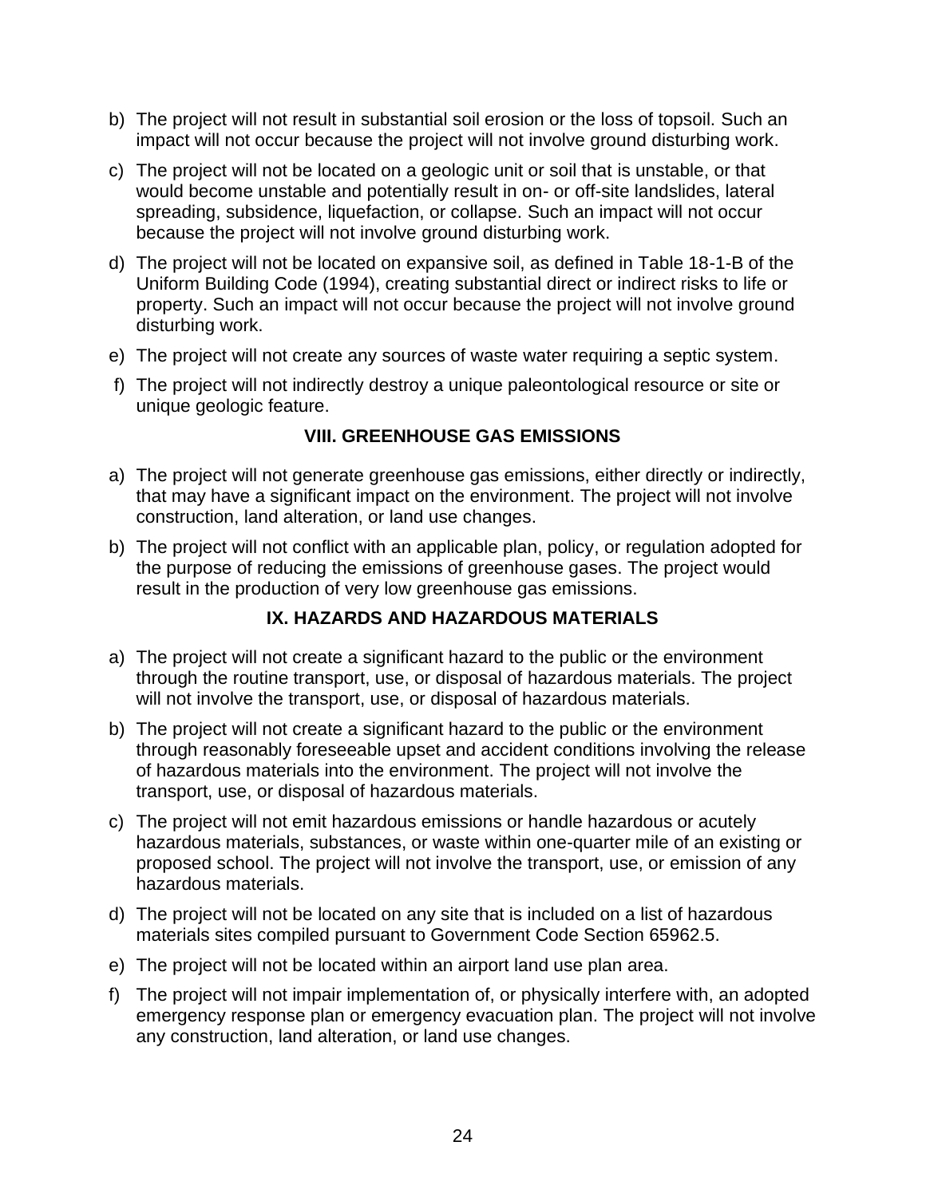b) The project will not result in substantial soil erosion or the loss of topsoil. Such an impact will not occur because the project will not involve ground disturbing work.

c) The project will not be located on a geologic unit or soil that is unstable, or that would become unstable and potentially result in on- or off-site landslides, lateral spreading, subsidence, liquefaction, or collapse. Such an impact will not occur because the project will not involve ground disturbing work.

d) The project will not be located on expansive soil, as defined in Table 18-1-B of the Uniform Building Code (1994), creating substantial direct or indirect risks to life or property. Such an impact will not occur because the project will not involve ground disturbing work.

e) The project will not create any sources of waste water requiring a septic system.

f) The project will not indirectly destroy a unique paleontological resource or site or unique geologic feature.

## VIII. GREENHOUSE GAS EMISSIONS

a) The project will not generate greenhouse gas emissions, either directly or indirectly, that may have a significant impact on the environment. The project will not involve construction, land alteration, or land use changes.

b) The project will not conflict with an applicable plan, policy, or regulation adopted for the purpose of reducing the emissions of greenhouse gases. The project would result in the production of very low greenhouse gas emissions.

## IX. HAZARDS AND HAZARDOUS MATERIALS

a) The project will not create a significant hazard to the public or the environment through the routine transport, use, or disposal of hazardous materials. The project will not involve the transport, use, or disposal of hazardous materials.

b) The project will not create a significant hazard to the public or the environment through reasonably foreseeable upset and accident conditions involving the release of hazardous materials into the environment. The project will not involve the transport, use, or disposal of hazardous materials.

c) The project will not emit hazardous emissions or handle hazardous or acutely hazardous materials, substances, or waste within one-quarter mile of an existing or proposed school. The project will not involve the transport, use, or emission of any hazardous materials.

d) The project will not be located on any site that is included on a list of hazardous materials sites compiled pursuant to Government Code Section 65962.5.

e) The project will not be located within an airport land use plan area.

f) The project will not impair implementation of, or physically interfere with, an adopted emergency response plan or emergency evacuation plan. The project will not involve any construction, land alteration, or land use changes.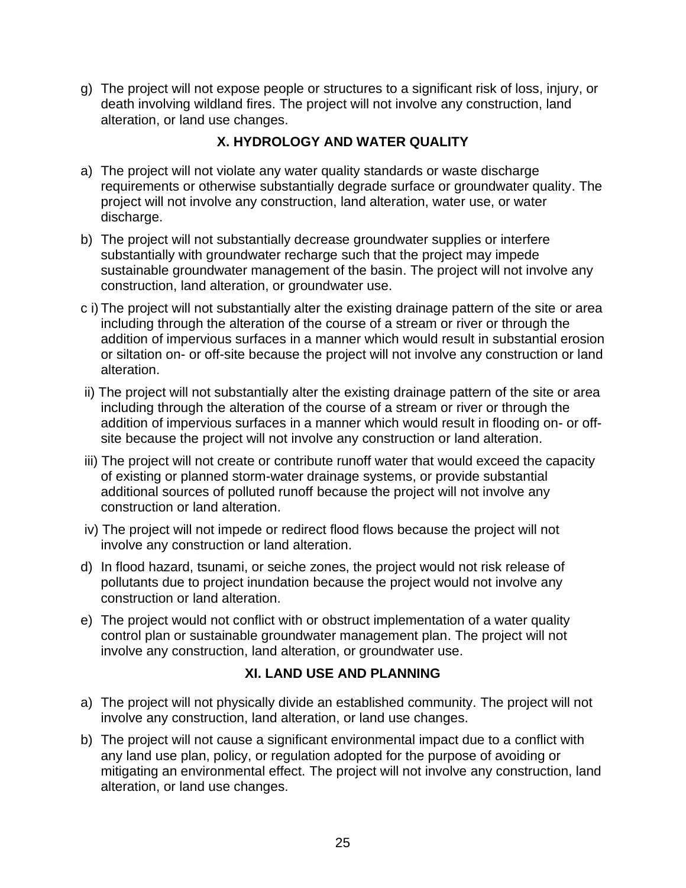g) The project will not expose people or structures to a significant risk of loss, injury, or death involving wildland fires. The project will not involve any construction, land alteration, or land use changes.

## X. HYDROLOGY AND WATER QUALITY

a) The project will not violate any water quality standards or waste discharge requirements or otherwise substantially degrade surface or groundwater quality. The project will not involve any construction, land alteration, water use, or water discharge.

b) The project will not substantially decrease groundwater supplies or interfere substantially with groundwater recharge such that the project may impede sustainable groundwater management of the basin. The project will not involve any construction, land alteration, or groundwater use.

c i) The project will not substantially alter the existing drainage pattern of the site or area including through the alteration of the course of a stream or river or through the addition of impervious surfaces in a manner which would result in substantial erosion or siltation on- or off-site because the project will not involve any construction or land alteration.

ii) The project will not substantially alter the existing drainage pattern of the site or area including through the alteration of the course of a stream or river or through the addition of impervious surfaces in a manner which would result in flooding on- or off-site because the project will not involve any construction or land alteration.

iii) The project will not create or contribute runoff water that would exceed the capacity of existing or planned storm-water drainage systems, or provide substantial additional sources of polluted runoff because the project will not involve any construction or land alteration.

iv) The project will not impede or redirect flood flows because the project will not involve any construction or land alteration.

d) In flood hazard, tsunami, or seiche zones, the project would not risk release of pollutants due to project inundation because the project would not involve any construction or land alteration.

e) The project would not conflict with or obstruct implementation of a water quality control plan or sustainable groundwater management plan. The project will not involve any construction, land alteration, or groundwater use.

## XI. LAND USE AND PLANNING

a) The project will not physically divide an established community. The project will not involve any construction, land alteration, or land use changes.

b) The project will not cause a significant environmental impact due to a conflict with any land use plan, policy, or regulation adopted for the purpose of avoiding or mitigating an environmental effect. The project will not involve any construction, land alteration, or land use changes.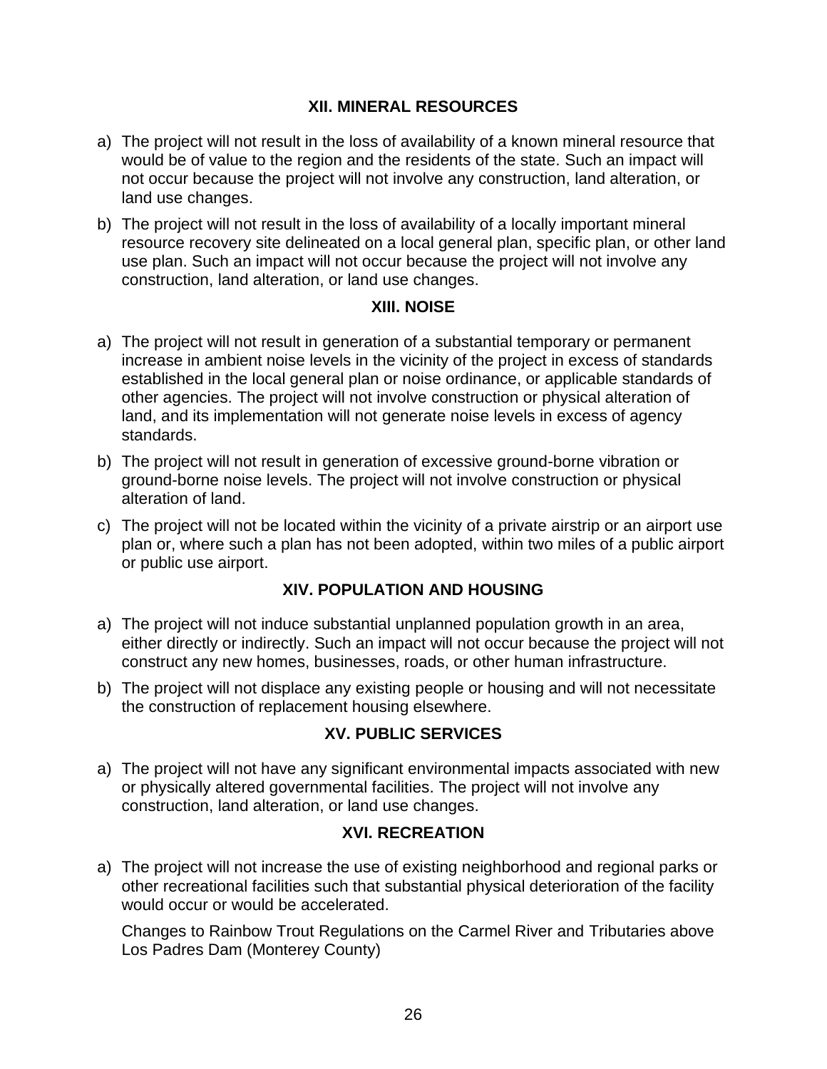## XII. MINERAL RESOURCES

a) The project will not result in the loss of availability of a known mineral resource that would be of value to the region and the residents of the state. Such an impact will not occur because the project will not involve any construction, land alteration, or land use changes.

b) The project will not result in the loss of availability of a locally important mineral resource recovery site delineated on a local general plan, specific plan, or other land use plan. Such an impact will not occur because the project will not involve any construction, land alteration, or land use changes.

## XIII. NOISE

a) The project will not result in generation of a substantial temporary or permanent increase in ambient noise levels in the vicinity of the project in excess of standards established in the local general plan or noise ordinance, or applicable standards of other agencies. The project will not involve construction or physical alteration of land, and its implementation will not generate noise levels in excess of agency standards.

b) The project will not result in generation of excessive ground-borne vibration or ground-borne noise levels. The project will not involve construction or physical alteration of land.

c) The project will not be located within the vicinity of a private airstrip or an airport use plan or, where such a plan has not been adopted, within two miles of a public airport or public use airport.

## XIV. POPULATION AND HOUSING

a) The project will not induce substantial unplanned population growth in an area, either directly or indirectly. Such an impact will not occur because the project will not construct any new homes, businesses, roads, or other human infrastructure.

b) The project will not displace any existing people or housing and will not necessitate the construction of replacement housing elsewhere.

## XV. PUBLIC SERVICES

a) The project will not have any significant environmental impacts associated with new or physically altered governmental facilities. The project will not involve any construction, land alteration, or land use changes.

## XVI. RECREATION

a) The project will not increase the use of existing neighborhood and regional parks or other recreational facilities such that substantial physical deterioration of the facility would occur or would be accelerated.

Changes to Rainbow Trout Regulations on the Carmel River and Tributaries above Los Padres Dam (Monterey County)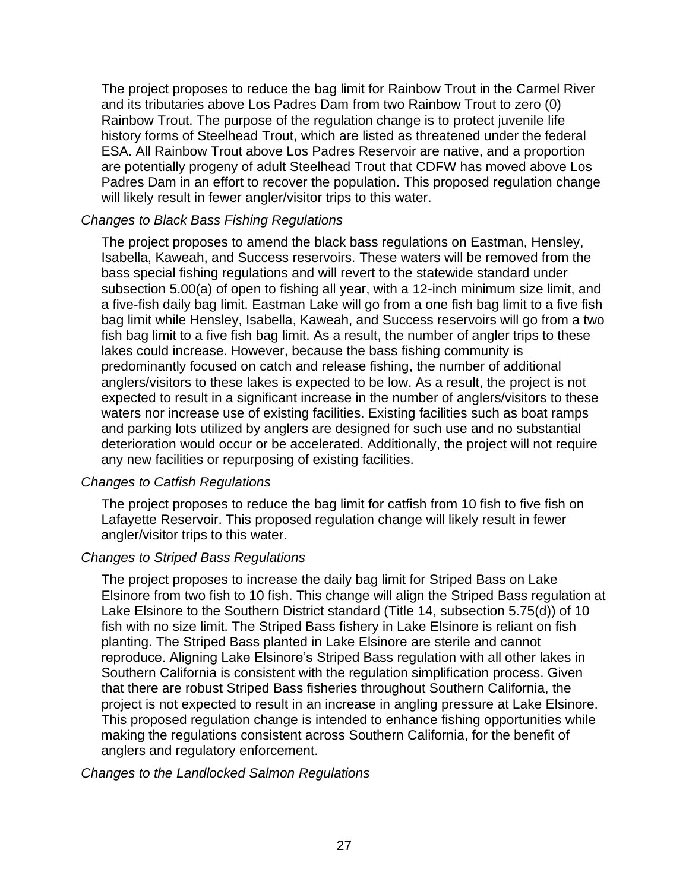The project proposes to reduce the bag limit for Rainbow Trout in the Carmel River and its tributaries above Los Padres Dam from two Rainbow Trout to zero (0) Rainbow Trout. The purpose of the regulation change is to protect juvenile life history forms of Steelhead Trout, which are listed as threatened under the federal ESA. All Rainbow Trout above Los Padres Reservoir are native, and a proportion are potentially progeny of adult Steelhead Trout that CDFW has moved above Los Padres Dam in an effort to recover the population. This proposed regulation change will likely result in fewer angler/visitor trips to this water.

*Changes to Black Bass Fishing Regulations*

The project proposes to amend the black bass regulations on Eastman, Hensley, Isabella, Kaweah, and Success reservoirs. These waters will be removed from the bass special fishing regulations and will revert to the statewide standard under subsection 5.00(a) of open to fishing all year, with a 12-inch minimum size limit, and a five-fish daily bag limit. Eastman Lake will go from a one fish bag limit to a five fish bag limit while Hensley, Isabella, Kaweah, and Success reservoirs will go from a two fish bag limit to a five fish bag limit. As a result, the number of angler trips to these lakes could increase. However, because the bass fishing community is predominantly focused on catch and release fishing, the number of additional anglers/visitors to these lakes is expected to be low. As a result, the project is not expected to result in a significant increase in the number of anglers/visitors to these waters nor increase use of existing facilities. Existing facilities such as boat ramps and parking lots utilized by anglers are designed for such use and no substantial deterioration would occur or be accelerated. Additionally, the project will not require any new facilities or repurposing of existing facilities.

*Changes to Catfish Regulations*

The project proposes to reduce the bag limit for catfish from 10 fish to five fish on Lafayette Reservoir. This proposed regulation change will likely result in fewer angler/visitor trips to this water.

*Changes to Striped Bass Regulations*

The project proposes to increase the daily bag limit for Striped Bass on Lake Elsinore from two fish to 10 fish. This change will align the Striped Bass regulation at Lake Elsinore to the Southern District standard (Title 14, subsection 5.75(d)) of 10 fish with no size limit. The Striped Bass fishery in Lake Elsinore is reliant on fish planting. The Striped Bass planted in Lake Elsinore are sterile and cannot reproduce. Aligning Lake Elsinore's Striped Bass regulation with all other lakes in Southern California is consistent with the regulation simplification process. Given that there are robust Striped Bass fisheries throughout Southern California, the project is not expected to result in an increase in angling pressure at Lake Elsinore. This proposed regulation change is intended to enhance fishing opportunities while making the regulations consistent across Southern California, for the benefit of anglers and regulatory enforcement.

*Changes to the Landlocked Salmon Regulations*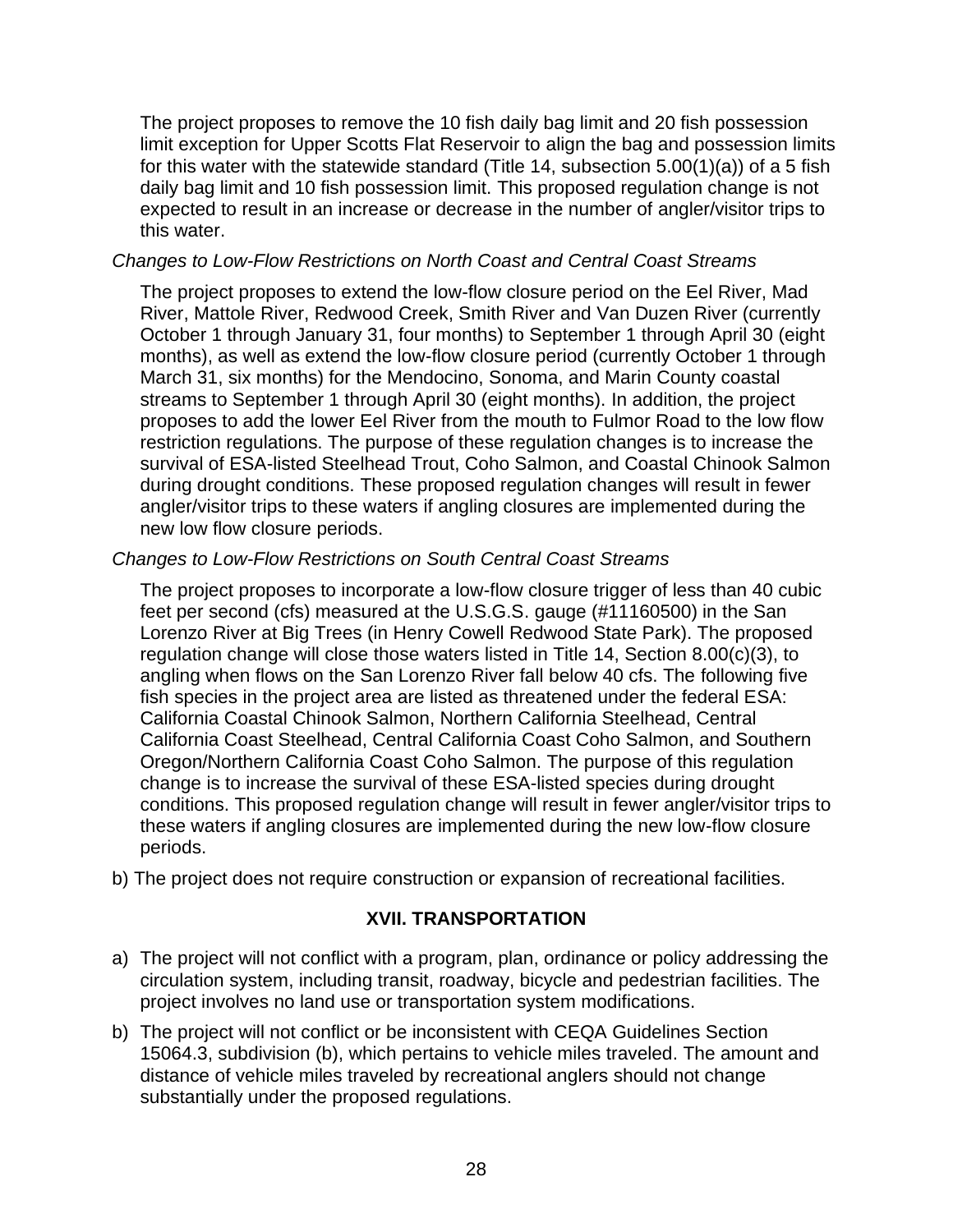The project proposes to remove the 10 fish daily bag limit and 20 fish possession limit exception for Upper Scotts Flat Reservoir to align the bag and possession limits for this water with the statewide standard (Title 14, subsection 5.00(1)(a)) of a 5 fish daily bag limit and 10 fish possession limit. This proposed regulation change is not expected to result in an increase or decrease in the number of angler/visitor trips to this water.

*Changes to Low-Flow Restrictions on North Coast and Central Coast Streams*

The project proposes to extend the low-flow closure period on the Eel River, Mad River, Mattole River, Redwood Creek, Smith River and Van Duzen River (currently October 1 through January 31, four months) to September 1 through April 30 (eight months), as well as extend the low-flow closure period (currently October 1 through March 31, six months) for the Mendocino, Sonoma, and Marin County coastal streams to September 1 through April 30 (eight months). In addition, the project proposes to add the lower Eel River from the mouth to Fulmor Road to the low flow restriction regulations. The purpose of these regulation changes is to increase the survival of ESA-listed Steelhead Trout, Coho Salmon, and Coastal Chinook Salmon during drought conditions. These proposed regulation changes will result in fewer angler/visitor trips to these waters if angling closures are implemented during the new low flow closure periods.

*Changes to Low-Flow Restrictions on South Central Coast Streams*

The project proposes to incorporate a low-flow closure trigger of less than 40 cubic feet per second (cfs) measured at the U.S.G.S. gauge (#11160500) in the San Lorenzo River at Big Trees (in Henry Cowell Redwood State Park). The proposed regulation change will close those waters listed in Title 14, Section 8.00(c)(3), to angling when flows on the San Lorenzo River fall below 40 cfs. The following five fish species in the project area are listed as threatened under the federal ESA: California Coastal Chinook Salmon, Northern California Steelhead, Central California Coast Steelhead, Central California Coast Coho Salmon, and Southern Oregon/Northern California Coast Coho Salmon. The purpose of this regulation change is to increase the survival of these ESA-listed species during drought conditions. This proposed regulation change will result in fewer angler/visitor trips to these waters if angling closures are implemented during the new low-flow closure periods.

b) The project does not require construction or expansion of recreational facilities.

## XVII. TRANSPORTATION

a) The project will not conflict with a program, plan, ordinance or policy addressing the circulation system, including transit, roadway, bicycle and pedestrian facilities. The project involves no land use or transportation system modifications.

b) The project will not conflict or be inconsistent with CEQA Guidelines Section 15064.3, subdivision (b), which pertains to vehicle miles traveled. The amount and distance of vehicle miles traveled by recreational anglers should not change substantially under the proposed regulations.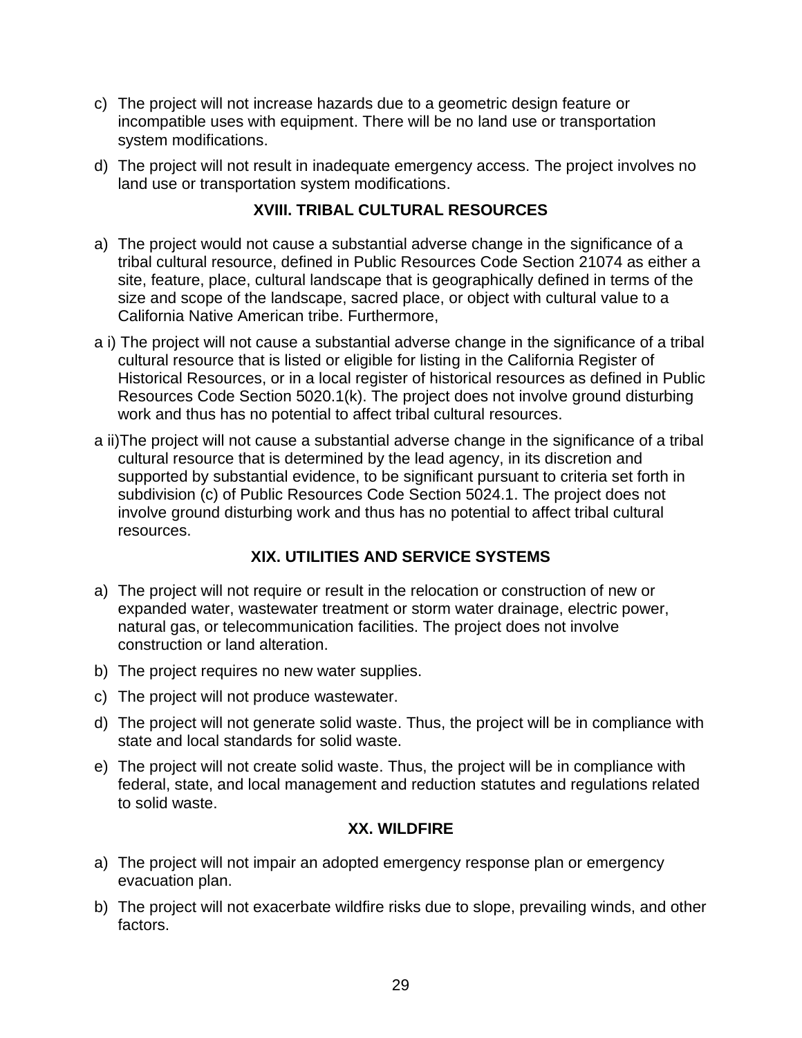c) The project will not increase hazards due to a geometric design feature or incompatible uses with equipment. There will be no land use or transportation system modifications.

d) The project will not result in inadequate emergency access. The project involves no land use or transportation system modifications.

## XVIII. TRIBAL CULTURAL RESOURCES

a) The project would not cause a substantial adverse change in the significance of a tribal cultural resource, defined in Public Resources Code Section 21074 as either a site, feature, place, cultural landscape that is geographically defined in terms of the size and scope of the landscape, sacred place, or object with cultural value to a California Native American tribe. Furthermore,

a i) The project will not cause a substantial adverse change in the significance of a tribal cultural resource that is listed or eligible for listing in the California Register of Historical Resources, or in a local register of historical resources as defined in Public Resources Code Section 5020.1(k). The project does not involve ground disturbing work and thus has no potential to affect tribal cultural resources.

a ii)The project will not cause a substantial adverse change in the significance of a tribal cultural resource that is determined by the lead agency, in its discretion and supported by substantial evidence, to be significant pursuant to criteria set forth in subdivision (c) of Public Resources Code Section 5024.1. The project does not involve ground disturbing work and thus has no potential to affect tribal cultural resources.

## XIX. UTILITIES AND SERVICE SYSTEMS

a) The project will not require or result in the relocation or construction of new or expanded water, wastewater treatment or storm water drainage, electric power, natural gas, or telecommunication facilities. The project does not involve construction or land alteration.

b) The project requires no new water supplies.

c) The project will not produce wastewater.

d) The project will not generate solid waste. Thus, the project will be in compliance with state and local standards for solid waste.

e) The project will not create solid waste. Thus, the project will be in compliance with federal, state, and local management and reduction statutes and regulations related to solid waste.

## XX. WILDFIRE

a) The project will not impair an adopted emergency response plan or emergency evacuation plan.

b) The project will not exacerbate wildfire risks due to slope, prevailing winds, and other factors.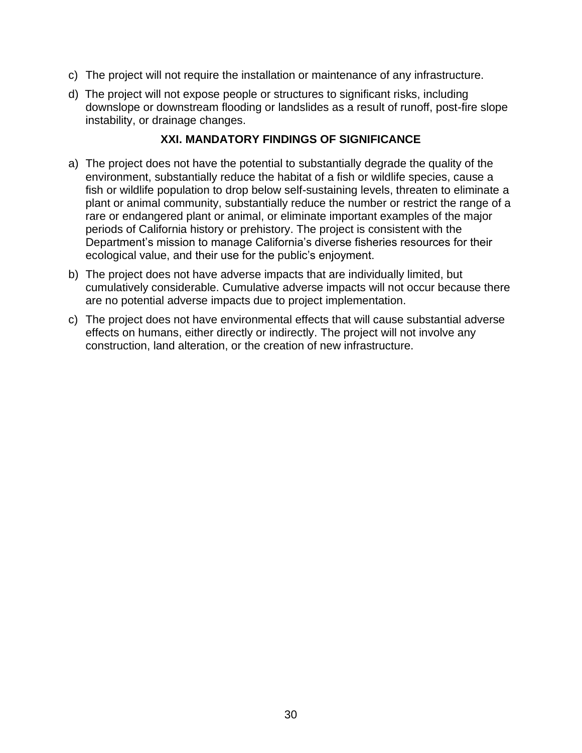c) The project will not require the installation or maintenance of any infrastructure.

d) The project will not expose people or structures to significant risks, including downslope or downstream flooding or landslides as a result of runoff, post-fire slope instability, or drainage changes.

## XXI. MANDATORY FINDINGS OF SIGNIFICANCE

a) The project does not have the potential to substantially degrade the quality of the environment, substantially reduce the habitat of a fish or wildlife species, cause a fish or wildlife population to drop below self-sustaining levels, threaten to eliminate a plant or animal community, substantially reduce the number or restrict the range of a rare or endangered plant or animal, or eliminate important examples of the major periods of California history or prehistory. The project is consistent with the Department's mission to manage California's diverse fisheries resources for their ecological value, and their use for the public's enjoyment.

b) The project does not have adverse impacts that are individually limited, but cumulatively considerable. Cumulative adverse impacts will not occur because there are no potential adverse impacts due to project implementation.

c) The project does not have environmental effects that will cause substantial adverse effects on humans, either directly or indirectly. The project will not involve any construction, land alteration, or the creation of new infrastructure.